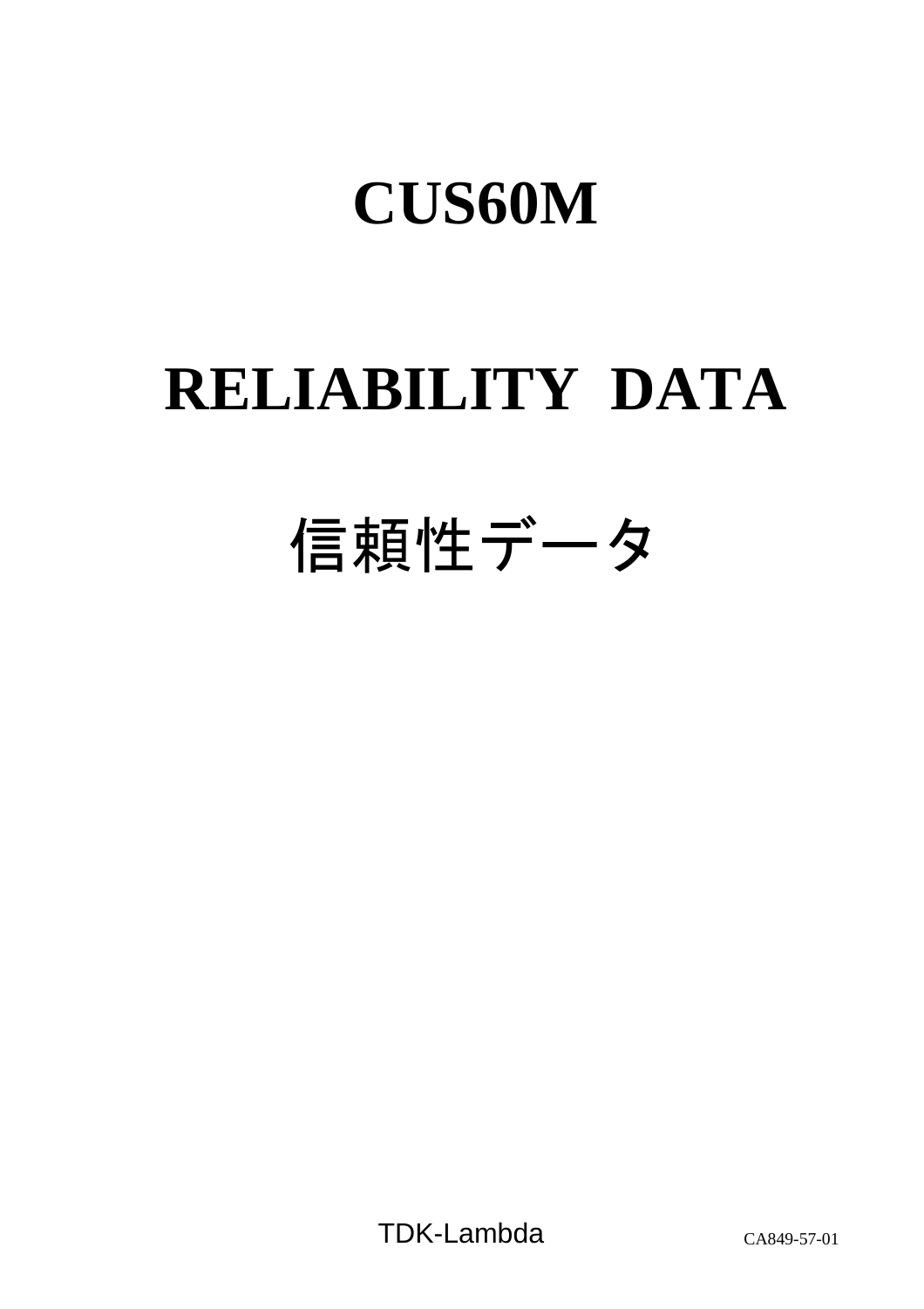# CUS60M

# RELIABILITY DATA

# 信頼性データ

TDK-Lambda

CA849-57-01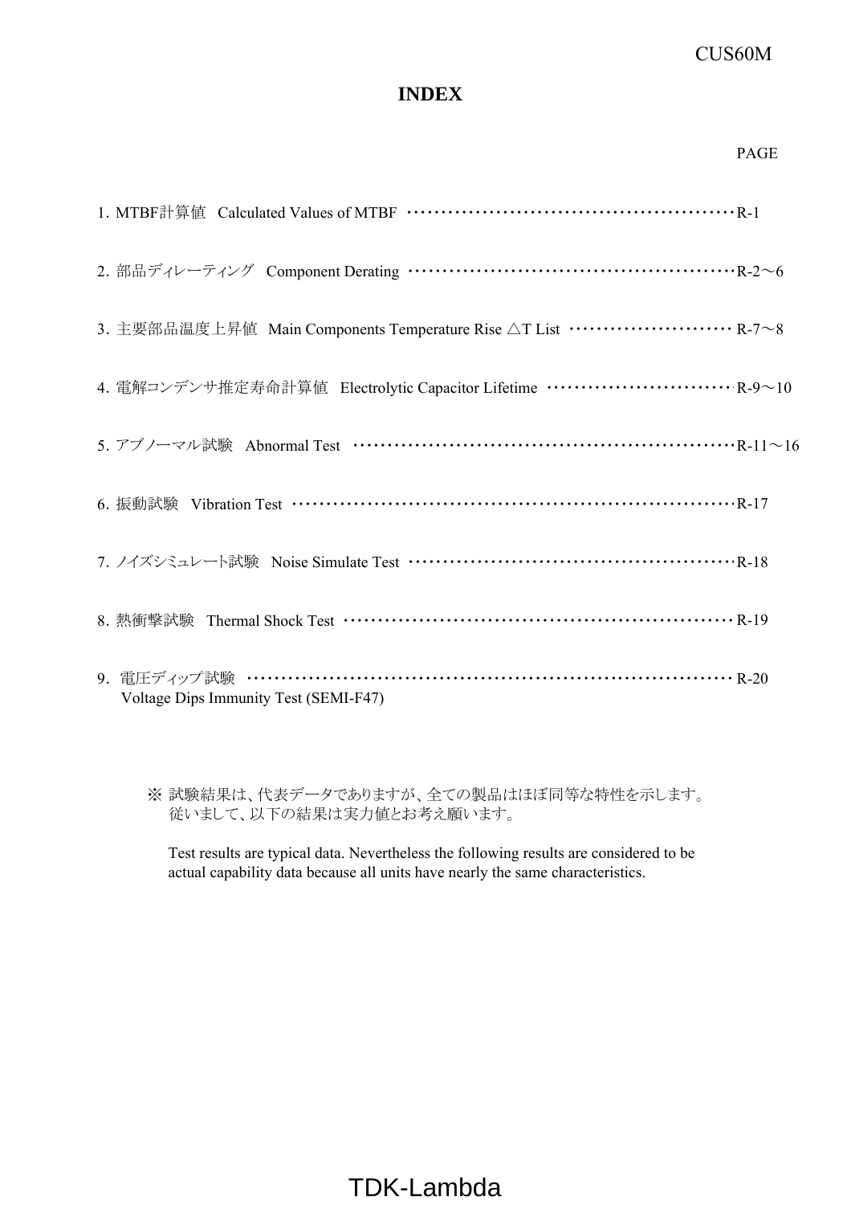# INDEX

| | PAGE |
|---|---|
| 1. MTBF計算値　Calculated Values of MTBF | R-1 |
| 2. 部品ディレーティング　Component Derating | R-2～6 |
| 3. 主要部品温度上昇値　Main Components Temperature Rise △T List | R-7～8 |
| 4. 電解コンデンサ推定寿命計算値　Electrolytic Capacitor Lifetime | R-9～10 |
| 5. アブノーマル試験　Abnormal Test | R-11～16 |
| 6. 振動試験　Vibration Test | R-17 |
| 7. ノイズシミュレート試験　Noise Simulate Test | R-18 |
| 8. 熱衝撃試験　Thermal Shock Test | R-19 |
| 9. 電圧ディップ試験　Voltage Dips Immunity Test (SEMI-F47) | R-20 |

※ 試験結果は、代表データでありますが、全ての製品はほぼ同等な特性を示します。
従いまして、以下の結果は実力値とお考え願います。

Test results are typical data. Nevertheless the following results are considered to be actual capability data because all units have nearly the same characteristics.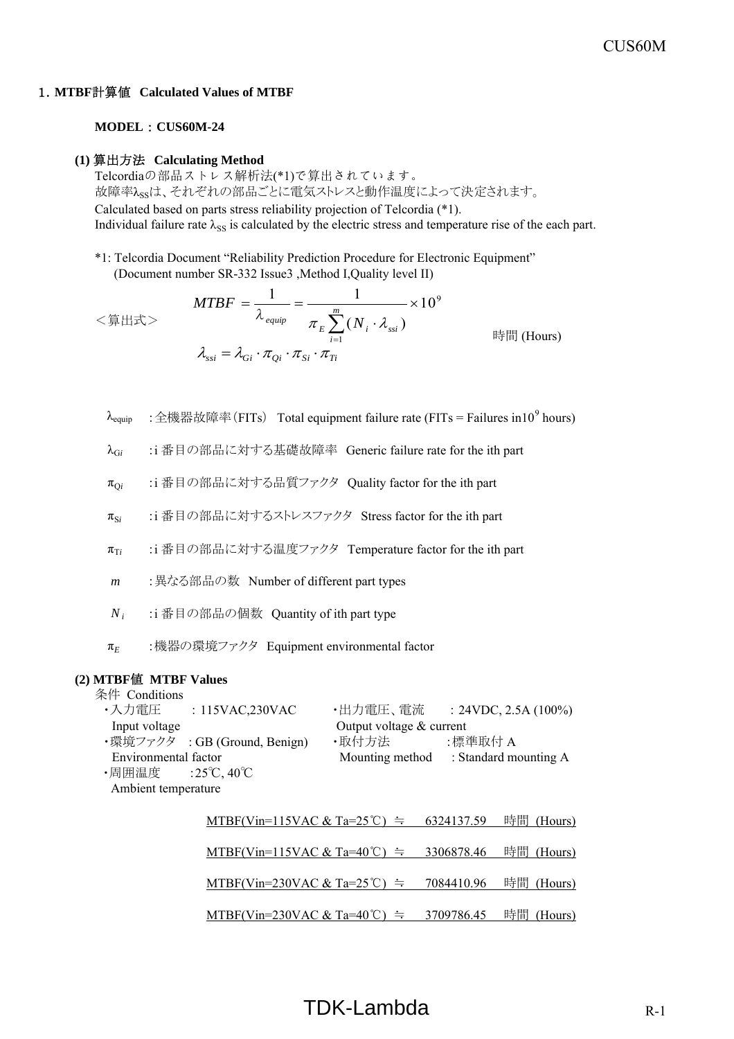## 1. MTBF計算値 Calculated Values of MTBF

**MODEL：CUS60M-24**

**(1) 算出方法 Calculating Method**

Telcordiaの部品ストレス解析法(*1)で算出されています。
故障率$\lambda_{SS}$は、それぞれの部品ごとに電気ストレスと動作温度によって決定されます。
Calculated based on parts stress reliability projection of Telcordia (*1).
Individual failure rate $\lambda_{SS}$ is calculated by the electric stress and temperature rise of the each part.

*1: Telcordia Document "Reliability Prediction Procedure for Electronic Equipment"
(Document number SR-332 Issue3 ,Method I,Quality level II)

＜算出式＞

$$MTBF = \frac{1}{\lambda_{equip}} = \frac{1}{\pi_E \sum_{i=1}^{m}(N_i \cdot \lambda_{ssi})} \times 10^9 \quad \text{時間 (Hours)}$$

$$\lambda_{ssi} = \lambda_{Gi} \cdot \pi_{Qi} \cdot \pi_{Si} \cdot \pi_{Ti}$$

- $\lambda_{equip}$ : 全機器故障率（FITs） Total equipment failure rate (FITs = Failures in$10^9$ hours)
- $\lambda_{Gi}$ : i 番目の部品に対する基礎故障率 Generic failure rate for the ith part
- $\pi_{Qi}$ : i 番目の部品に対する品質ファクタ Quality factor for the ith part
- $\pi_{Si}$ : i 番目の部品に対するストレスファクタ Stress factor for the ith part
- $\pi_{Ti}$ : i 番目の部品に対する温度ファクタ Temperature factor for the ith part
- $m$ : 異なる部品の数 Number of different part types
- $N_i$ : i 番目の部品の個数 Quantity of ith part type
- $\pi_E$ : 機器の環境ファクタ Equipment environmental factor

**(2) MTBF値 MTBF Values**

条件 Conditions

- ・入力電圧 Input voltage : 115VAC,230VAC
- ・出力電圧、電流 Output voltage & current : 24VDC, 2.5A (100%)
- ・環境ファクタ Environmental factor : GB (Ground, Benign)
- ・取付方法 Mounting method : 標準取付 A : Standard mounting A
- ・周囲温度 Ambient temperature : 25℃, 40℃

MTBF(Vin=115VAC & Ta=25℃) ≒ 6324137.59 時間 (Hours)

MTBF(Vin=115VAC & Ta=40℃) ≒ 3306878.46 時間 (Hours)

MTBF(Vin=230VAC & Ta=25℃) ≒ 7084410.96 時間 (Hours)

MTBF(Vin=230VAC & Ta=40℃) ≒ 3709786.45 時間 (Hours)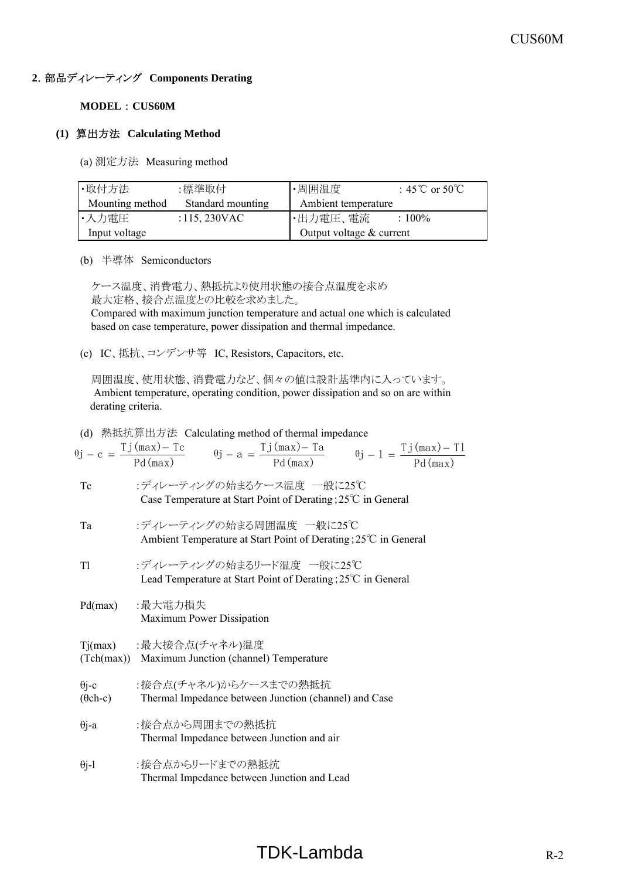## 2. 部品ディレーティング Components Derating

**MODEL：CUS60M**

### (1) 算出方法 Calculating Method

(a) 測定方法 Measuring method

| ・取付方法 Mounting method | :標準取付 Standard mounting | ・周囲温度 Ambient temperature | : 45℃ or 50℃ |
|---|---|---|---|
| ・入力電圧 Input voltage | :115, 230VAC | ・出力電圧、電流 Output voltage & current | : 100% |

(b) 半導体 Semiconductors

ケース温度、消費電力、熱抵抗より使用状態の接合点温度を求め
最大定格、接合点温度との比較を求めました。
Compared with maximum junction temperature and actual one which is calculated based on case temperature, power dissipation and thermal impedance.

(c) IC、抵抗、コンデンサ等 IC, Resistors, Capacitors, etc.

周囲温度、使用状態、消費電力など、個々の値は設計基準内に入っています。
Ambient temperature, operating condition, power dissipation and so on are within derating criteria.

(d) 熱抵抗算出方法 Calculating method of thermal impedance

$$\theta j - c = \frac{Tj(max) - Tc}{Pd(max)} \qquad \theta j - a = \frac{Tj(max) - Ta}{Pd(max)} \qquad \theta j - l = \frac{Tj(max) - Tl}{Pd(max)}$$

Tc :ディレーティングの始まるケース温度 一般に25℃
Case Temperature at Start Point of Derating；25℃ in General

Ta :ディレーティングの始まる周囲温度 一般に25℃
Ambient Temperature at Start Point of Derating；25℃ in General

Tl :ディレーティングの始まるリード温度 一般に25℃
Lead Temperature at Start Point of Derating；25℃ in General

Pd(max) :最大電力損失
Maximum Power Dissipation

Tj(max) (Tch(max)) :最大接合点(チャネル)温度
Maximum Junction (channel) Temperature

θj-c (θch-c) :接合点(チャネル)からケースまでの熱抵抗
Thermal Impedance between Junction (channel) and Case

θj-a :接合点から周囲までの熱抵抗
Thermal Impedance between Junction and air

θj-l :接合点からリードまでの熱抵抗
Thermal Impedance between Junction and Lead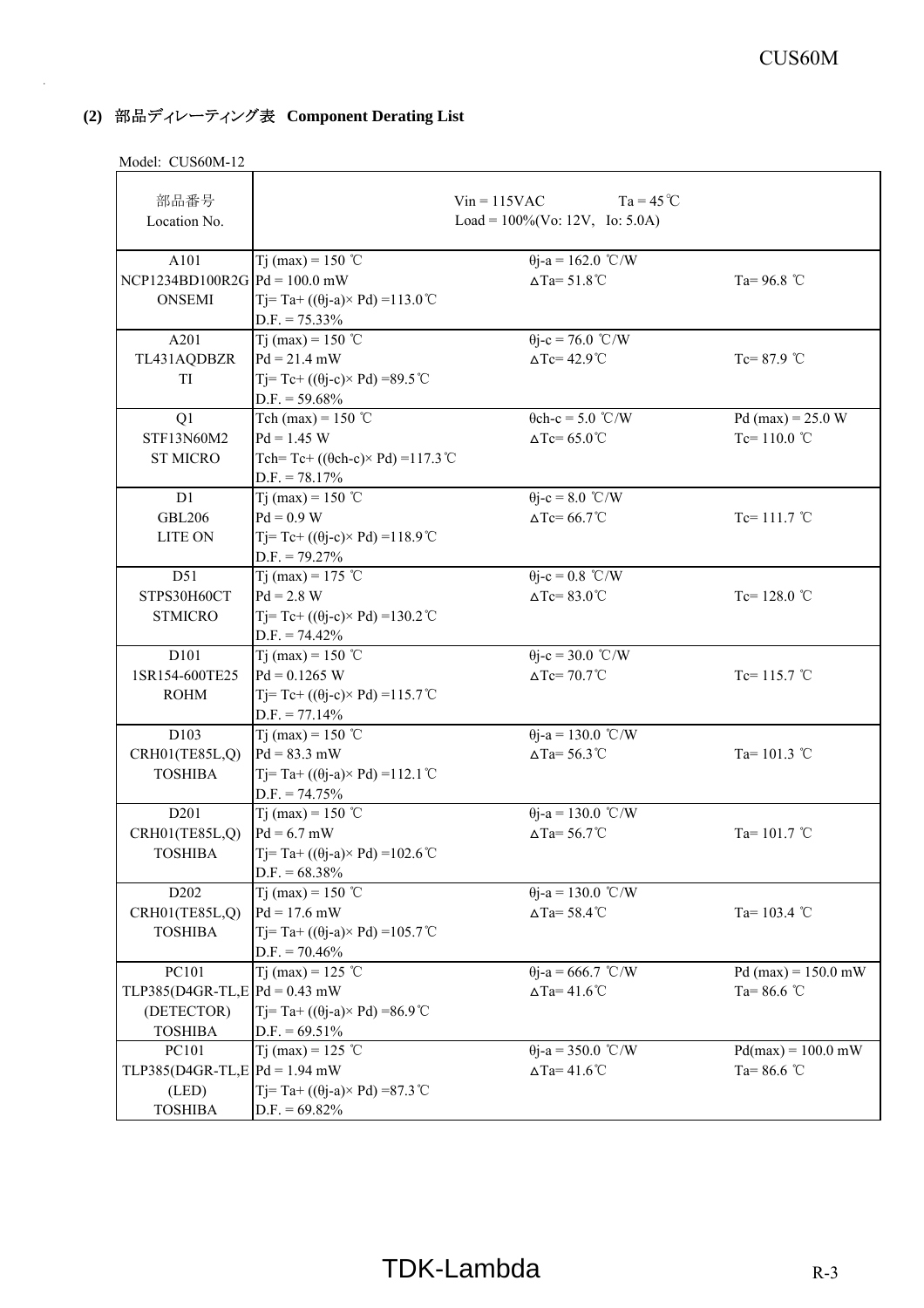### (2) 部品ディレーティング表 Component Derating List

Model: CUS60M-12

| 部品番号<br>Location No. | Vin = 115VAC　Ta = 45℃<br>Load = 100%(Vo: 12V, Io: 5.0A) | | |
|---|---|---|---|
| A101<br>NCP1234BD100R2G<br>ONSEMI | Tj (max) = 150 ℃<br>Pd = 100.0 mW<br>Tj= Ta+ ((θj-a)× Pd) =113.0℃<br>D.F. = 75.33% | θj-a = 162.0 ℃/W<br>ΔTa= 51.8℃ | Ta= 96.8 ℃ |
| A201<br>TL431AQDBZR<br>TI | Tj (max) = 150 ℃<br>Pd = 21.4 mW<br>Tj= Tc+ ((θj-c)× Pd) =89.5℃<br>D.F. = 59.68% | θj-c = 76.0 ℃/W<br>ΔTc= 42.9℃ | Tc= 87.9 ℃ |
| Q1<br>STF13N60M2<br>ST MICRO | Tch (max) = 150 ℃<br>Pd = 1.45 W<br>Tch= Tc+ ((θch-c)× Pd) =117.3℃<br>D.F. = 78.17% | θch-c = 5.0 ℃/W<br>ΔTc= 65.0℃ | Pd (max) = 25.0 W<br>Tc= 110.0 ℃ |
| D1<br>GBL206<br>LITE ON | Tj (max) = 150 ℃<br>Pd = 0.9 W<br>Tj= Tc+ ((θj-c)× Pd) =118.9℃<br>D.F. = 79.27% | θj-c = 8.0 ℃/W<br>ΔTc= 66.7℃ | Tc= 111.7 ℃ |
| D51<br>STPS30H60CT<br>STMICRO | Tj (max) = 175 ℃<br>Pd = 2.8 W<br>Tj= Tc+ ((θj-c)× Pd) =130.2℃<br>D.F. = 74.42% | θj-c = 0.8 ℃/W<br>ΔTc= 83.0℃ | Tc= 128.0 ℃ |
| D101<br>1SR154-600TE25<br>ROHM | Tj (max) = 150 ℃<br>Pd = 0.1265 W<br>Tj= Tc+ ((θj-c)× Pd) =115.7℃<br>D.F. = 77.14% | θj-c = 30.0 ℃/W<br>ΔTc= 70.7℃ | Tc= 115.7 ℃ |
| D103<br>CRH01(TE85L,Q)<br>TOSHIBA | Tj (max) = 150 ℃<br>Pd = 83.3 mW<br>Tj= Ta+ ((θj-a)× Pd) =112.1℃<br>D.F. = 74.75% | θj-a = 130.0 ℃/W<br>ΔTa= 56.3℃ | Ta= 101.3 ℃ |
| D201<br>CRH01(TE85L,Q)<br>TOSHIBA | Tj (max) = 150 ℃<br>Pd = 6.7 mW<br>Tj= Ta+ ((θj-a)× Pd) =102.6℃<br>D.F. = 68.38% | θj-a = 130.0 ℃/W<br>ΔTa= 56.7℃ | Ta= 101.7 ℃ |
| D202<br>CRH01(TE85L,Q)<br>TOSHIBA | Tj (max) = 150 ℃<br>Pd = 17.6 mW<br>Tj= Ta+ ((θj-a)× Pd) =105.7℃<br>D.F. = 70.46% | θj-a = 130.0 ℃/W<br>ΔTa= 58.4℃ | Ta= 103.4 ℃ |
| PC101<br>TLP385(D4GR-TL,E<br>(DETECTOR)<br>TOSHIBA | Tj (max) = 125 ℃<br>Pd = 0.43 mW<br>Tj= Ta+ ((θj-a)× Pd) =86.9℃<br>D.F. = 69.51% | θj-a = 666.7 ℃/W<br>ΔTa= 41.6℃ | Pd (max) = 150.0 mW<br>Ta= 86.6 ℃ |
| PC101<br>TLP385(D4GR-TL,E<br>(LED)<br>TOSHIBA | Tj (max) = 125 ℃<br>Pd = 1.94 mW<br>Tj= Ta+ ((θj-a)× Pd) =87.3℃<br>D.F. = 69.82% | θj-a = 350.0 ℃/W<br>ΔTa= 41.6℃ | Pd(max) = 100.0 mW<br>Ta= 86.6 ℃ |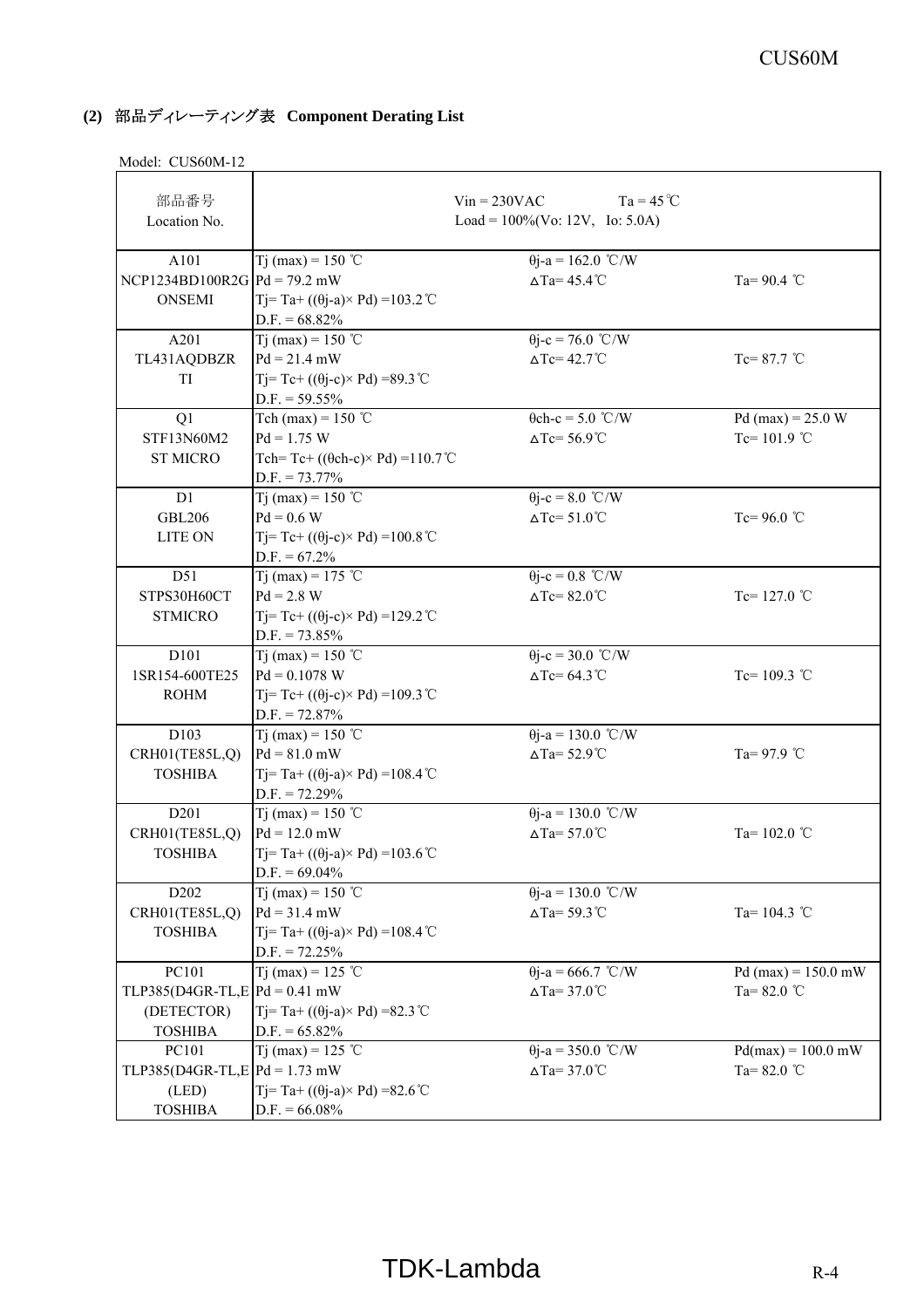**(2) 部品ディレーティング表 Component Derating List**

Model: CUS60M-12

| 部品番号<br>Location No. | Vin = 230VAC Ta = 45℃<br>Load = 100%(Vo: 12V, Io: 5.0A) | | |
|---|---|---|---|
| A101<br>NCP1234BD100R2G<br>ONSEMI | Tj (max) = 150 ℃<br>Pd = 79.2 mW<br>Tj= Ta+ ((θj-a)× Pd) =103.2℃<br>D.F. = 68.82% | θj-a = 162.0 ℃/W<br>ΔTa= 45.4℃ | Ta= 90.4 ℃ |
| A201<br>TL431AQDBZR<br>TI | Tj (max) = 150 ℃<br>Pd = 21.4 mW<br>Tj= Tc+ ((θj-c)× Pd) =89.3℃<br>D.F. = 59.55% | θj-c = 76.0 ℃/W<br>ΔTc= 42.7℃ | Tc= 87.7 ℃ |
| Q1<br>STF13N60M2<br>ST MICRO | Tch (max) = 150 ℃<br>Pd = 1.75 W<br>Tch= Tc+ ((θch-c)× Pd) =110.7℃<br>D.F. = 73.77% | θch-c = 5.0 ℃/W<br>ΔTc= 56.9℃ | Pd (max) = 25.0 W<br>Tc= 101.9 ℃ |
| D1<br>GBL206<br>LITE ON | Tj (max) = 150 ℃<br>Pd = 0.6 W<br>Tj= Tc+ ((θj-c)× Pd) =100.8℃<br>D.F. = 67.2% | θj-c = 8.0 ℃/W<br>ΔTc= 51.0℃ | Tc= 96.0 ℃ |
| D51<br>STPS30H60CT<br>STMICRO | Tj (max) = 175 ℃<br>Pd = 2.8 W<br>Tj= Tc+ ((θj-c)× Pd) =129.2℃<br>D.F. = 73.85% | θj-c = 0.8 ℃/W<br>ΔTc= 82.0℃ | Tc= 127.0 ℃ |
| D101<br>1SR154-600TE25<br>ROHM | Tj (max) = 150 ℃<br>Pd = 0.1078 W<br>Tj= Tc+ ((θj-c)× Pd) =109.3℃<br>D.F. = 72.87% | θj-c = 30.0 ℃/W<br>ΔTc= 64.3℃ | Tc= 109.3 ℃ |
| D103<br>CRH01(TE85L,Q)<br>TOSHIBA | Tj (max) = 150 ℃<br>Pd = 81.0 mW<br>Tj= Ta+ ((θj-a)× Pd) =108.4℃<br>D.F. = 72.29% | θj-a = 130.0 ℃/W<br>ΔTa= 52.9℃ | Ta= 97.9 ℃ |
| D201<br>CRH01(TE85L,Q)<br>TOSHIBA | Tj (max) = 150 ℃<br>Pd = 12.0 mW<br>Tj= Ta+ ((θj-a)× Pd) =103.6℃<br>D.F. = 69.04% | θj-a = 130.0 ℃/W<br>ΔTa= 57.0℃ | Ta= 102.0 ℃ |
| D202<br>CRH01(TE85L,Q)<br>TOSHIBA | Tj (max) = 150 ℃<br>Pd = 31.4 mW<br>Tj= Ta+ ((θj-a)× Pd) =108.4℃<br>D.F. = 72.25% | θj-a = 130.0 ℃/W<br>ΔTa= 59.3℃ | Ta= 104.3 ℃ |
| PC101<br>TLP385(D4GR-TL,E<br>(DETECTOR)<br>TOSHIBA | Tj (max) = 125 ℃<br>Pd = 0.41 mW<br>Tj= Ta+ ((θj-a)× Pd) =82.3℃<br>D.F. = 65.82% | θj-a = 666.7 ℃/W<br>ΔTa= 37.0℃ | Pd (max) = 150.0 mW<br>Ta= 82.0 ℃ |
| PC101<br>TLP385(D4GR-TL,E<br>(LED)<br>TOSHIBA | Tj (max) = 125 ℃<br>Pd = 1.73 mW<br>Tj= Ta+ ((θj-a)× Pd) =82.6℃<br>D.F. = 66.08% | θj-a = 350.0 ℃/W<br>ΔTa= 37.0℃ | Pd(max) = 100.0 mW<br>Ta= 82.0 ℃ |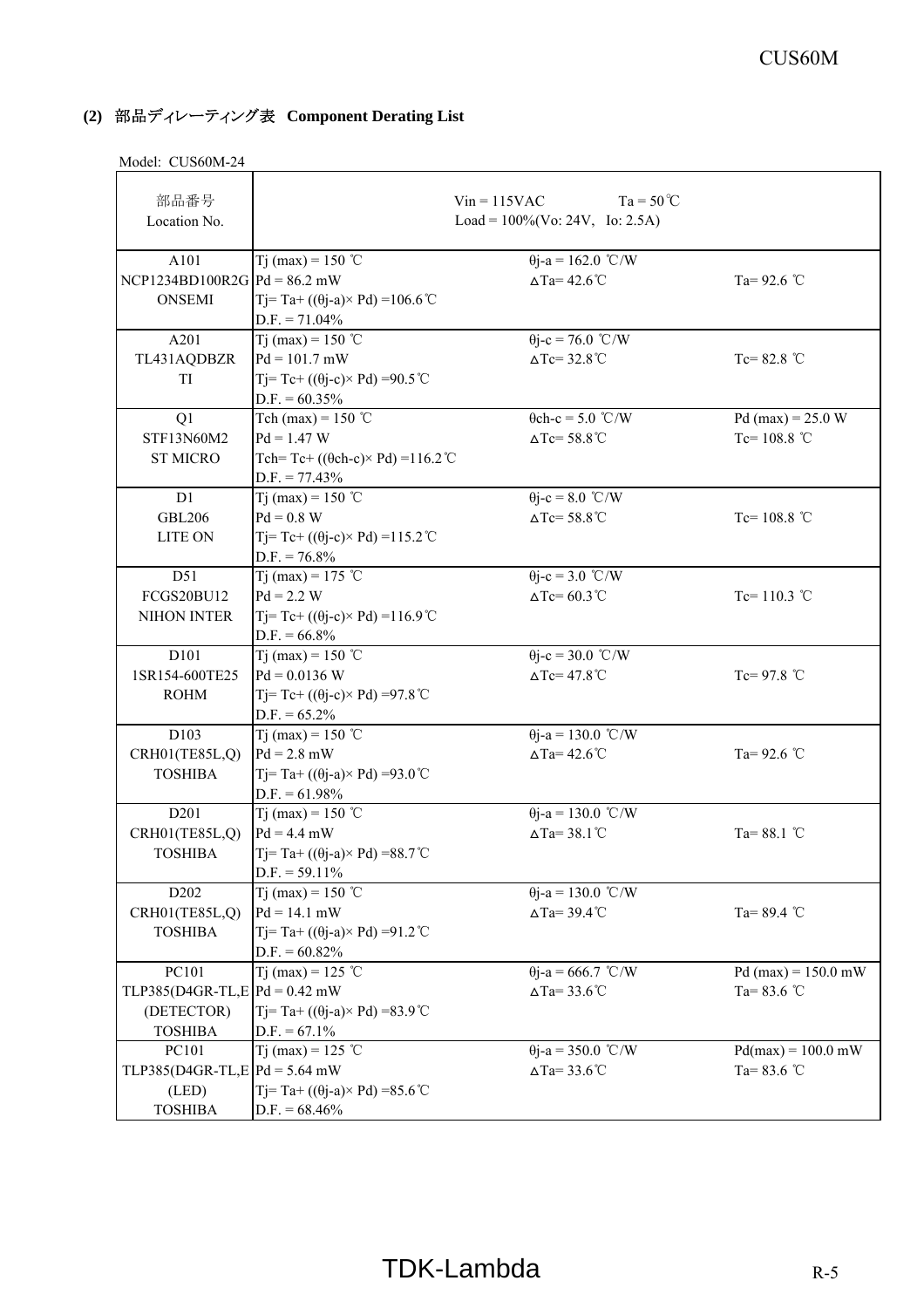### (2) 部品ディレーティング表 Component Derating List

Model: CUS60M-24

| 部品番号<br>Location No. | Vin = 115VAC Ta = 50℃<br>Load = 100%(Vo: 24V, Io: 2.5A) | | |
|---|---|---|---|
| A101<br>NCP1234BD100R2G<br>ONSEMI | Tj (max) = 150 ℃<br>Pd = 86.2 mW<br>Tj= Ta+ ((θj-a)× Pd) =106.6℃<br>D.F. = 71.04% | θj-a = 162.0 ℃/W<br>ΔTa= 42.6℃ | <br>Ta= 92.6 ℃ |
| A201<br>TL431AQDBZR<br>TI | Tj (max) = 150 ℃<br>Pd = 101.7 mW<br>Tj= Tc+ ((θj-c)× Pd) =90.5℃<br>D.F. = 60.35% | θj-c = 76.0 ℃/W<br>ΔTc= 32.8℃ | <br>Tc= 82.8 ℃ |
| Q1<br>STF13N60M2<br>ST MICRO | Tch (max) = 150 ℃<br>Pd = 1.47 W<br>Tch= Tc+ ((θch-c)× Pd) =116.2℃<br>D.F. = 77.43% | θch-c = 5.0 ℃/W<br>ΔTc= 58.8℃ | Pd (max) = 25.0 W<br>Tc= 108.8 ℃ |
| D1<br>GBL206<br>LITE ON | Tj (max) = 150 ℃<br>Pd = 0.8 W<br>Tj= Tc+ ((θj-c)× Pd) =115.2℃<br>D.F. = 76.8% | θj-c = 8.0 ℃/W<br>ΔTc= 58.8℃ | <br>Tc= 108.8 ℃ |
| D51<br>FCGS20BU12<br>NIHON INTER | Tj (max) = 175 ℃<br>Pd = 2.2 W<br>Tj= Tc+ ((θj-c)× Pd) =116.9℃<br>D.F. = 66.8% | θj-c = 3.0 ℃/W<br>ΔTc= 60.3℃ | <br>Tc= 110.3 ℃ |
| D101<br>1SR154-600TE25<br>ROHM | Tj (max) = 150 ℃<br>Pd = 0.0136 W<br>Tj= Tc+ ((θj-c)× Pd) =97.8℃<br>D.F. = 65.2% | θj-c = 30.0 ℃/W<br>ΔTc= 47.8℃ | <br>Tc= 97.8 ℃ |
| D103<br>CRH01(TE85L,Q)<br>TOSHIBA | Tj (max) = 150 ℃<br>Pd = 2.8 mW<br>Tj= Ta+ ((θj-a)× Pd) =93.0℃<br>D.F. = 61.98% | θj-a = 130.0 ℃/W<br>ΔTa= 42.6℃ | <br>Ta= 92.6 ℃ |
| D201<br>CRH01(TE85L,Q)<br>TOSHIBA | Tj (max) = 150 ℃<br>Pd = 4.4 mW<br>Tj= Ta+ ((θj-a)× Pd) =88.7℃<br>D.F. = 59.11% | θj-a = 130.0 ℃/W<br>ΔTa= 38.1℃ | <br>Ta= 88.1 ℃ |
| D202<br>CRH01(TE85L,Q)<br>TOSHIBA | Tj (max) = 150 ℃<br>Pd = 14.1 mW<br>Tj= Ta+ ((θj-a)× Pd) =91.2℃<br>D.F. = 60.82% | θj-a = 130.0 ℃/W<br>ΔTa= 39.4℃ | <br>Ta= 89.4 ℃ |
| PC101<br>TLP385(D4GR-TL,E<br>(DETECTOR)<br>TOSHIBA | Tj (max) = 125 ℃<br>Pd = 0.42 mW<br>Tj= Ta+ ((θj-a)× Pd) =83.9℃<br>D.F. = 67.1% | θj-a = 666.7 ℃/W<br>ΔTa= 33.6℃ | Pd (max) = 150.0 mW<br>Ta= 83.6 ℃ |
| PC101<br>TLP385(D4GR-TL,E<br>(LED)<br>TOSHIBA | Tj (max) = 125 ℃<br>Pd = 5.64 mW<br>Tj= Ta+ ((θj-a)× Pd) =85.6℃<br>D.F. = 68.46% | θj-a = 350.0 ℃/W<br>ΔTa= 33.6℃ | Pd(max) = 100.0 mW<br>Ta= 83.6 ℃ |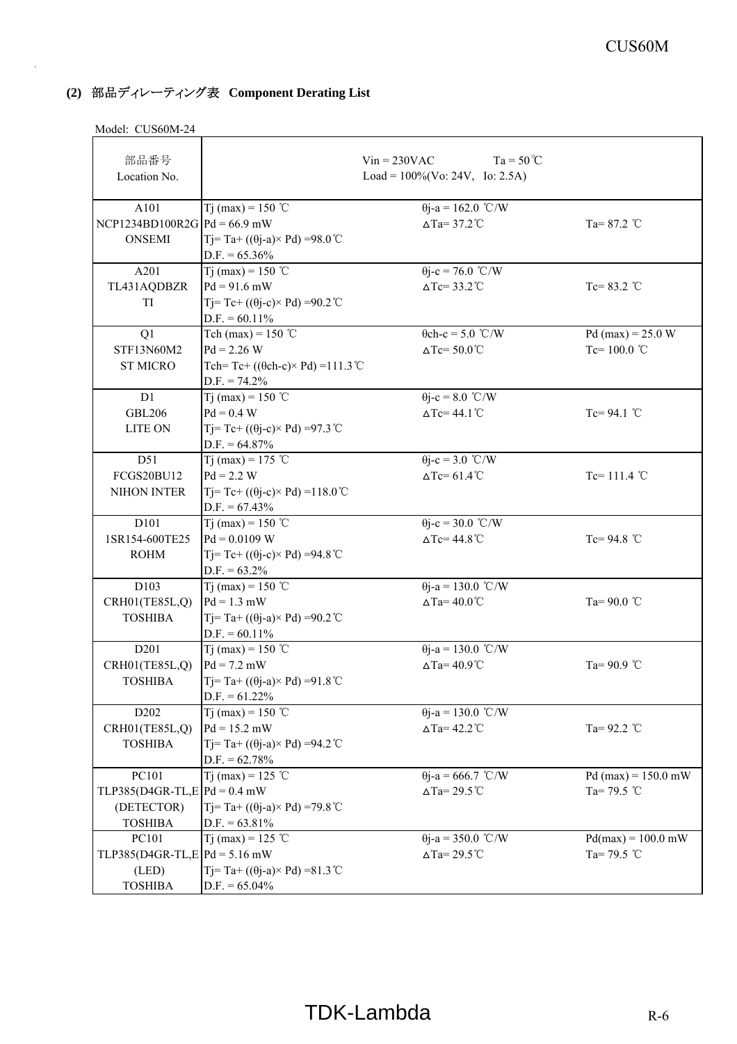**(2) 部品ディレーティング表 Component Derating List**

Model: CUS60M-24

| 部品番号 Location No. | Vin = 230VAC Ta = 50℃ Load = 100%(Vo: 24V, Io: 2.5A) | | |
|---|---|---|---|
| A101 NCP1234BD100R2G ONSEMI | Tj (max) = 150 ℃ Pd = 66.9 mW Tj= Ta+ ((θj-a)× Pd) =98.0℃ D.F. = 65.36% | θj-a = 162.0 ℃/W ΔTa= 37.2℃ | Ta= 87.2 ℃ |
| A201 TL431AQDBZR TI | Tj (max) = 150 ℃ Pd = 91.6 mW Tj= Tc+ ((θj-c)× Pd) =90.2℃ D.F. = 60.11% | θj-c = 76.0 ℃/W ΔTc= 33.2℃ | Tc= 83.2 ℃ |
| Q1 STF13N60M2 ST MICRO | Tch (max) = 150 ℃ Pd = 2.26 W Tch= Tc+ ((θch-c)× Pd) =111.3℃ D.F. = 74.2% | θch-c = 5.0 ℃/W ΔTc= 50.0℃ | Pd (max) = 25.0 W Tc= 100.0 ℃ |
| D1 GBL206 LITE ON | Tj (max) = 150 ℃ Pd = 0.4 W Tj= Tc+ ((θj-c)× Pd) =97.3℃ D.F. = 64.87% | θj-c = 8.0 ℃/W ΔTc= 44.1℃ | Tc= 94.1 ℃ |
| D51 FCGS20BU12 NIHON INTER | Tj (max) = 175 ℃ Pd = 2.2 W Tj= Tc+ ((θj-c)× Pd) =118.0℃ D.F. = 67.43% | θj-c = 3.0 ℃/W ΔTc= 61.4℃ | Tc= 111.4 ℃ |
| D101 1SR154-600TE25 ROHM | Tj (max) = 150 ℃ Pd = 0.0109 W Tj= Tc+ ((θj-c)× Pd) =94.8℃ D.F. = 63.2% | θj-c = 30.0 ℃/W ΔTc= 44.8℃ | Tc= 94.8 ℃ |
| D103 CRH01(TE85L,Q) TOSHIBA | Tj (max) = 150 ℃ Pd = 1.3 mW Tj= Ta+ ((θj-a)× Pd) =90.2℃ D.F. = 60.11% | θj-a = 130.0 ℃/W ΔTa= 40.0℃ | Ta= 90.0 ℃ |
| D201 CRH01(TE85L,Q) TOSHIBA | Tj (max) = 150 ℃ Pd = 7.2 mW Tj= Ta+ ((θj-a)× Pd) =91.8℃ D.F. = 61.22% | θj-a = 130.0 ℃/W ΔTa= 40.9℃ | Ta= 90.9 ℃ |
| D202 CRH01(TE85L,Q) TOSHIBA | Tj (max) = 150 ℃ Pd = 15.2 mW Tj= Ta+ ((θj-a)× Pd) =94.2℃ D.F. = 62.78% | θj-a = 130.0 ℃/W ΔTa= 42.2℃ | Ta= 92.2 ℃ |
| PC101 TLP385(D4GR-TL,E (DETECTOR) TOSHIBA | Tj (max) = 125 ℃ Pd = 0.4 mW Tj= Ta+ ((θj-a)× Pd) =79.8℃ D.F. = 63.81% | θj-a = 666.7 ℃/W ΔTa= 29.5℃ | Pd (max) = 150.0 mW Ta= 79.5 ℃ |
| PC101 TLP385(D4GR-TL,E (LED) TOSHIBA | Tj (max) = 125 ℃ Pd = 5.16 mW Tj= Ta+ ((θj-a)× Pd) =81.3℃ D.F. = 65.04% | θj-a = 350.0 ℃/W ΔTa= 29.5℃ | Pd(max) = 100.0 mW Ta= 79.5 ℃ |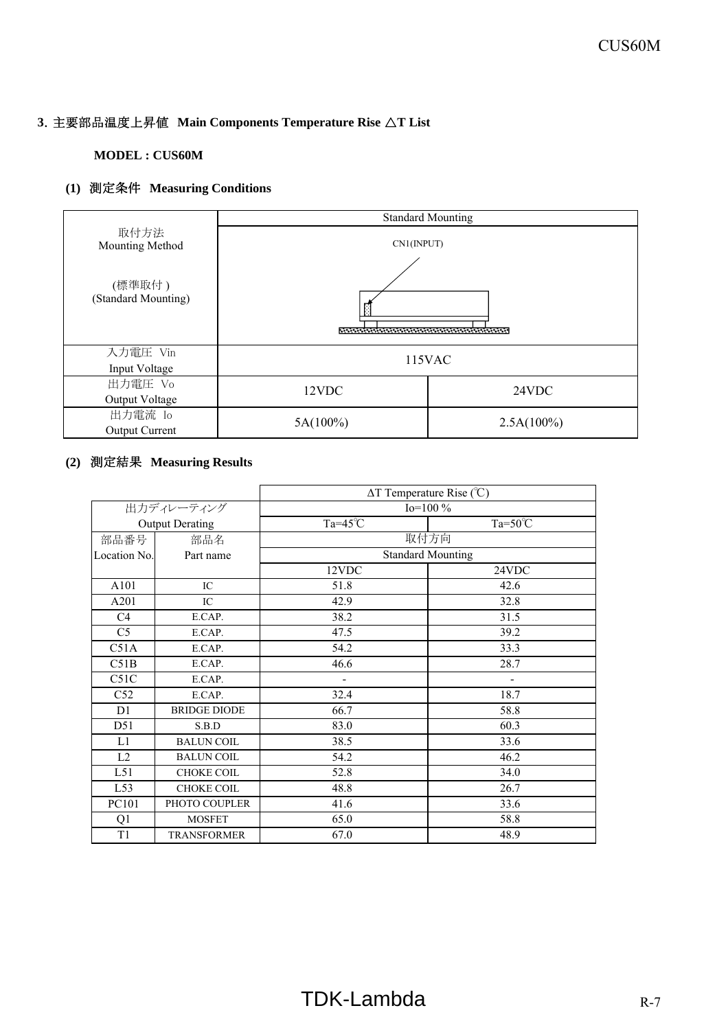## 3. 主要部品温度上昇値 Main Components Temperature Rise △T List

**MODEL : CUS60M**

### (1) 測定条件 Measuring Conditions

| | | |
|---|---|---|
| 取付方法<br>Mounting Method<br><br>(標準取付)<br>(Standard Mounting) | Standard Mounting<br>CN1(INPUT) | |
| 入力電圧 Vin<br>Input Voltage | 115VAC | |
| 出力電圧 Vo<br>Output Voltage | 12VDC | 24VDC |
| 出力電流 Io<br>Output Current | 5A(100%) | 2.5A(100%) |

### (2) 測定結果 Measuring Results

| | | ΔT Temperature Rise (℃) | |
|---|---|---|---|
| 出力ディレーティング<br>Output Derating | | Io=100 % | |
| | | Ta=45℃ | Ta=50℃ |
| 部品番号<br>Location No. | 部品名<br>Part name | 取付方向<br>Standard Mounting | |
| | | 12VDC | 24VDC |
| A101 | IC | 51.8 | 42.6 |
| A201 | IC | 42.9 | 32.8 |
| C4 | E.CAP. | 38.2 | 31.5 |
| C5 | E.CAP. | 47.5 | 39.2 |
| C51A | E.CAP. | 54.2 | 33.3 |
| C51B | E.CAP. | 46.6 | 28.7 |
| C51C | E.CAP. | - | - |
| C52 | E.CAP. | 32.4 | 18.7 |
| D1 | BRIDGE DIODE | 66.7 | 58.8 |
| D51 | S.B.D | 83.0 | 60.3 |
| L1 | BALUN COIL | 38.5 | 33.6 |
| L2 | BALUN COIL | 54.2 | 46.2 |
| L51 | CHOKE COIL | 52.8 | 34.0 |
| L53 | CHOKE COIL | 48.8 | 26.7 |
| PC101 | PHOTO COUPLER | 41.6 | 33.6 |
| Q1 | MOSFET | 65.0 | 58.8 |
| T1 | TRANSFORMER | 67.0 | 48.9 |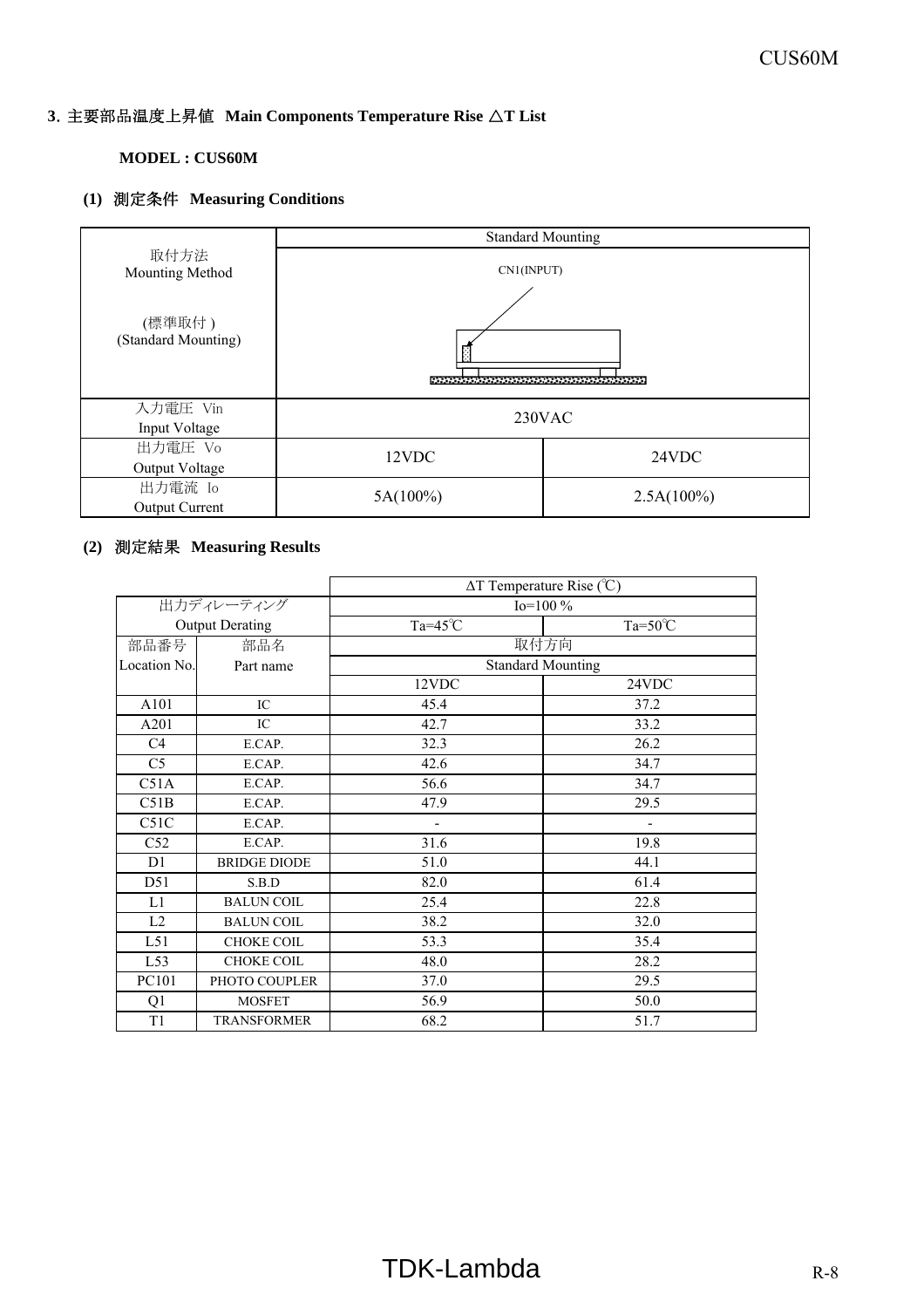## 3. 主要部品温度上昇値 Main Components Temperature Rise △T List

**MODEL : CUS60M**

### (1) 測定条件 Measuring Conditions

| | | |
|---|---|---|
| 取付方法 Mounting Method (標準取付) (Standard Mounting) | Standard Mounting (CN1(INPUT)) | |
| 入力電圧 Vin Input Voltage | 230VAC | |
| 出力電圧 Vo Output Voltage | 12VDC | 24VDC |
| 出力電流 Io Output Current | 5A(100%) | 2.5A(100%) |

### (2) 測定結果 Measuring Results

| | | ΔT Temperature Rise (℃) | |
|---|---|---|---|
| 出力ディレーティング Output Derating | | Io=100 % | |
| | | Ta=45℃ | Ta=50℃ |
| 部品番号 Location No. | 部品名 Part name | 取付方向 Standard Mounting | |
| | | 12VDC | 24VDC |
| A101 | IC | 45.4 | 37.2 |
| A201 | IC | 42.7 | 33.2 |
| C4 | E.CAP. | 32.3 | 26.2 |
| C5 | E.CAP. | 42.6 | 34.7 |
| C51A | E.CAP. | 56.6 | 34.7 |
| C51B | E.CAP. | 47.9 | 29.5 |
| C51C | E.CAP. | - | - |
| C52 | E.CAP. | 31.6 | 19.8 |
| D1 | BRIDGE DIODE | 51.0 | 44.1 |
| D51 | S.B.D | 82.0 | 61.4 |
| L1 | BALUN COIL | 25.4 | 22.8 |
| L2 | BALUN COIL | 38.2 | 32.0 |
| L51 | CHOKE COIL | 53.3 | 35.4 |
| L53 | CHOKE COIL | 48.0 | 28.2 |
| PC101 | PHOTO COUPLER | 37.0 | 29.5 |
| Q1 | MOSFET | 56.9 | 50.0 |
| T1 | TRANSFORMER | 68.2 | 51.7 |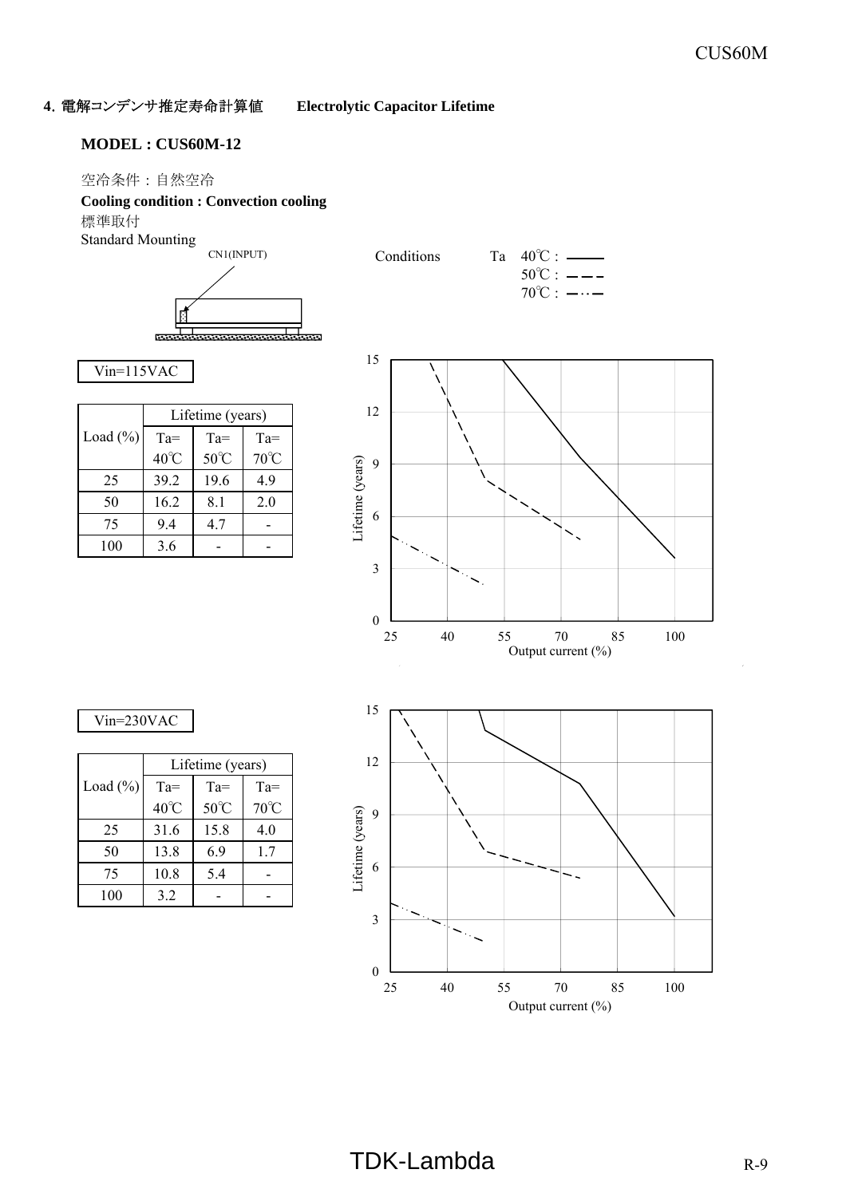## 4. 電解コンデンサ推定寿命計算値　Electrolytic Capacitor Lifetime

### MODEL : CUS60M-12

空冷条件：自然空冷

**Cooling condition : Convection cooling**

標準取付

Standard Mounting

CN1(INPUT)

Conditions　Ta　40℃ : ———　50℃ : — — —　70℃ : —··—

Vin=115VAC

| Load (%) | Lifetime (years) | | |
|---|---|---|---|
| | Ta= 40℃ | Ta= 50℃ | Ta= 70℃ |
| 25 | 39.2 | 19.6 | 4.9 |
| 50 | 16.2 | 8.1 | 2.0 |
| 75 | 9.4 | 4.7 | - |
| 100 | 3.6 | - | - |

Vin=230VAC

| Load (%) | Lifetime (years) | | |
|---|---|---|---|
| | Ta= 40℃ | Ta= 50℃ | Ta= 70℃ |
| 25 | 31.6 | 15.8 | 4.0 |
| 50 | 13.8 | 6.9 | 1.7 |
| 75 | 10.8 | 5.4 | - |
| 100 | 3.2 | - | - |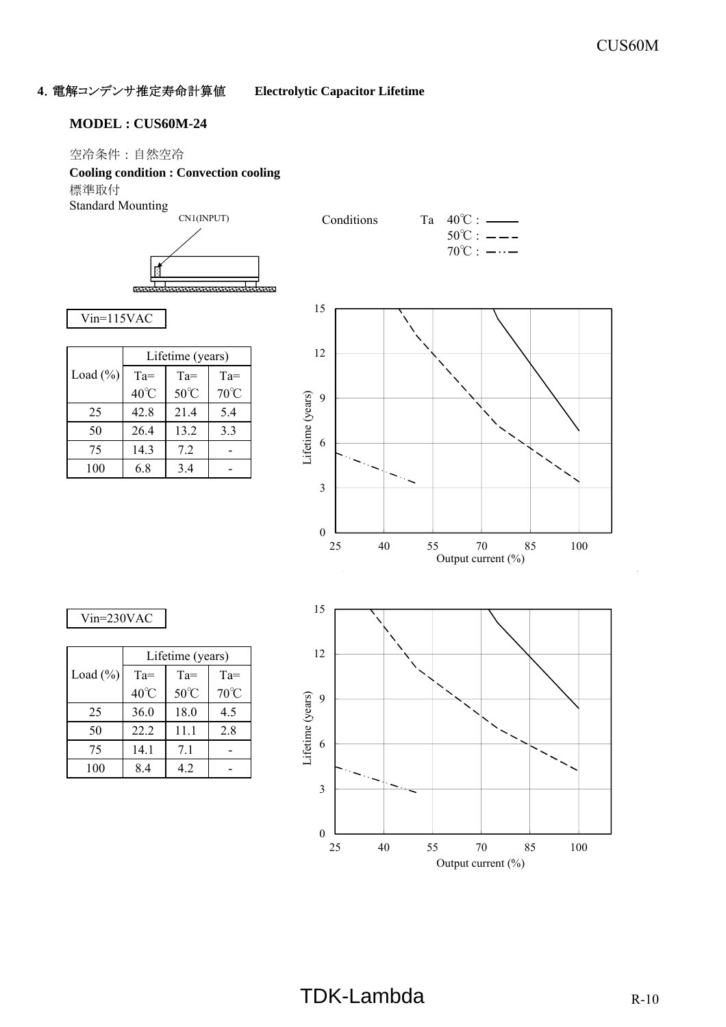## 4. 電解コンデンサ推定寿命計算値　Electrolytic Capacitor Lifetime

**MODEL : CUS60M-24**

空冷条件：自然空冷

**Cooling condition : Convection cooling**

標準取付

Standard Mounting

CN1(INPUT)

Conditions　Ta　40℃ : ———　50℃ : – – –　70℃ : —··—

Vin=115VAC

| Load (%) | Lifetime (years) | | |
|---|---|---|---|
| | Ta=40℃ | Ta=50℃ | Ta=70℃ |
| 25 | 42.8 | 21.4 | 5.4 |
| 50 | 26.4 | 13.2 | 3.3 |
| 75 | 14.3 | 7.2 | - |
| 100 | 6.8 | 3.4 | - |

Lifetime (years) vs Output current (%)

Vin=230VAC

| Load (%) | Lifetime (years) | | |
|---|---|---|---|
| | Ta=40℃ | Ta=50℃ | Ta=70℃ |
| 25 | 36.0 | 18.0 | 4.5 |
| 50 | 22.2 | 11.1 | 2.8 |
| 75 | 14.1 | 7.1 | - |
| 100 | 8.4 | 4.2 | - |

Lifetime (years) vs Output current (%)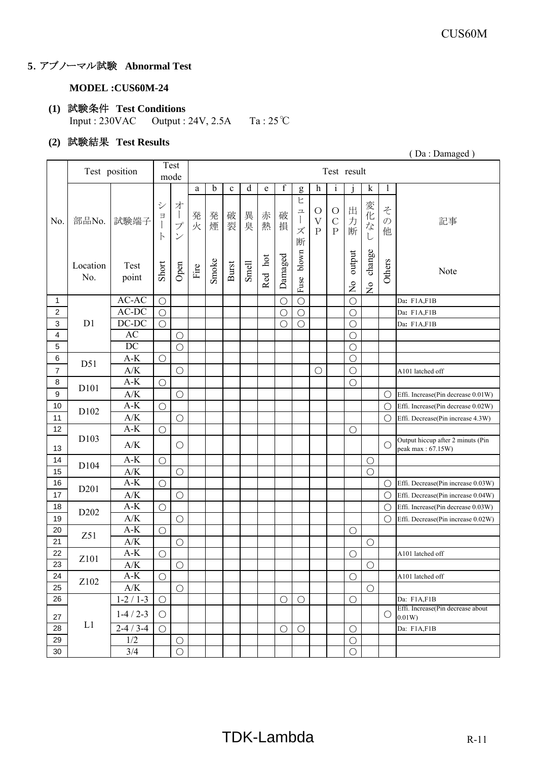## 5. アブノーマル試験 Abnormal Test

**MODEL :CUS60M-24**

**(1) 試験条件 Test Conditions**

Input : 230VAC Output : 24V, 2.5A Ta : 25℃

**(2) 試験結果 Test Results**

( Da : Damaged )

| No. | 部品No. Location No. | 試験端子 Test point | ショート Short | オープン Open | a 発火 Fire | b 発煙 Smoke | c 破裂 Burst | d 異臭 Smell | e 赤熱 Red hot | f 破損 Damaged | g ヒューズ断 Fuse blown | h OVP | i OCP | j 出力断 No output | k 変化なし No change | l その他 Others | 記事 Note |
|---|---|---|---|---|---|---|---|---|---|---|---|---|---|---|---|---|---|
| 1 | D1 | AC-AC | ○ | | | | | | | ○ | ○ | | | ○ | | | Da: F1A,F1B |
| 2 | | AC-DC | ○ | | | | | | | ○ | ○ | | | ○ | | | Da: F1A,F1B |
| 3 | | DC-DC | ○ | | | | | | | ○ | ○ | | | ○ | | | Da: F1A,F1B |
| 4 | | AC | | ○ | | | | | | | | | | ○ | | | |
| 5 | | DC | | ○ | | | | | | | | | | ○ | | | |
| 6 | D51 | A-K | ○ | | | | | | | | | | | ○ | | | |
| 7 | | A/K | | ○ | | | | | | | | ○ | | ○ | | | A101 latched off |
| 8 | D101 | A-K | ○ | | | | | | | | | | | ○ | | | |
| 9 | | A/K | | ○ | | | | | | | | | | | | ○ | Effi. Increase(Pin decrease 0.01W) |
| 10 | D102 | A-K | ○ | | | | | | | | | | | | | ○ | Effi. Increase(Pin decrease 0.02W) |
| 11 | | A/K | | ○ | | | | | | | | | | | | ○ | Effi. Decrease(Pin increase 4.3W) |
| 12 | D103 | A-K | ○ | | | | | | | | | | | ○ | | | |
| 13 | | A/K | | ○ | | | | | | | | | | | | ○ | Output hiccup after 2 minuts (Pin peak max : 67.15W) |
| 14 | D104 | A-K | ○ | | | | | | | | | | | | ○ | | |
| 15 | | A/K | | ○ | | | | | | | | | | | ○ | | |
| 16 | D201 | A-K | ○ | | | | | | | | | | | | | ○ | Effi. Decrease(Pin increase 0.03W) |
| 17 | | A/K | | ○ | | | | | | | | | | | | ○ | Effi. Decrease(Pin increase 0.04W) |
| 18 | D202 | A-K | ○ | | | | | | | | | | | | | ○ | Effi. Increase(Pin decrease 0.03W) |
| 19 | | A/K | | ○ | | | | | | | | | | | | ○ | Effi. Decrease(Pin increase 0.02W) |
| 20 | Z51 | A-K | ○ | | | | | | | | | | | ○ | | | |
| 21 | | A/K | | ○ | | | | | | | | | | | ○ | | |
| 22 | Z101 | A-K | ○ | | | | | | | | | | | ○ | | | A101 latched off |
| 23 | | A/K | | ○ | | | | | | | | | | | ○ | | |
| 24 | Z102 | A-K | ○ | | | | | | | | | | | ○ | | | A101 latched off |
| 25 | | A/K | | ○ | | | | | | | | | | | ○ | | |
| 26 | L1 | 1-2 / 1-3 | ○ | | | | | | | ○ | ○ | | | ○ | | | Da: F1A,F1B |
| 27 | | 1-4 / 2-3 | ○ | | | | | | | | | | | | | ○ | Effi. Increase(Pin decrease about 0.01W) |
| 28 | | 2-4 / 3-4 | ○ | | | | | | | ○ | ○ | | | ○ | | | Da: F1A,F1B |
| 29 | | 1/2 | | ○ | | | | | | | | | | ○ | | | |
| 30 | | 3/4 | | ○ | | | | | | | | | | ○ | | | |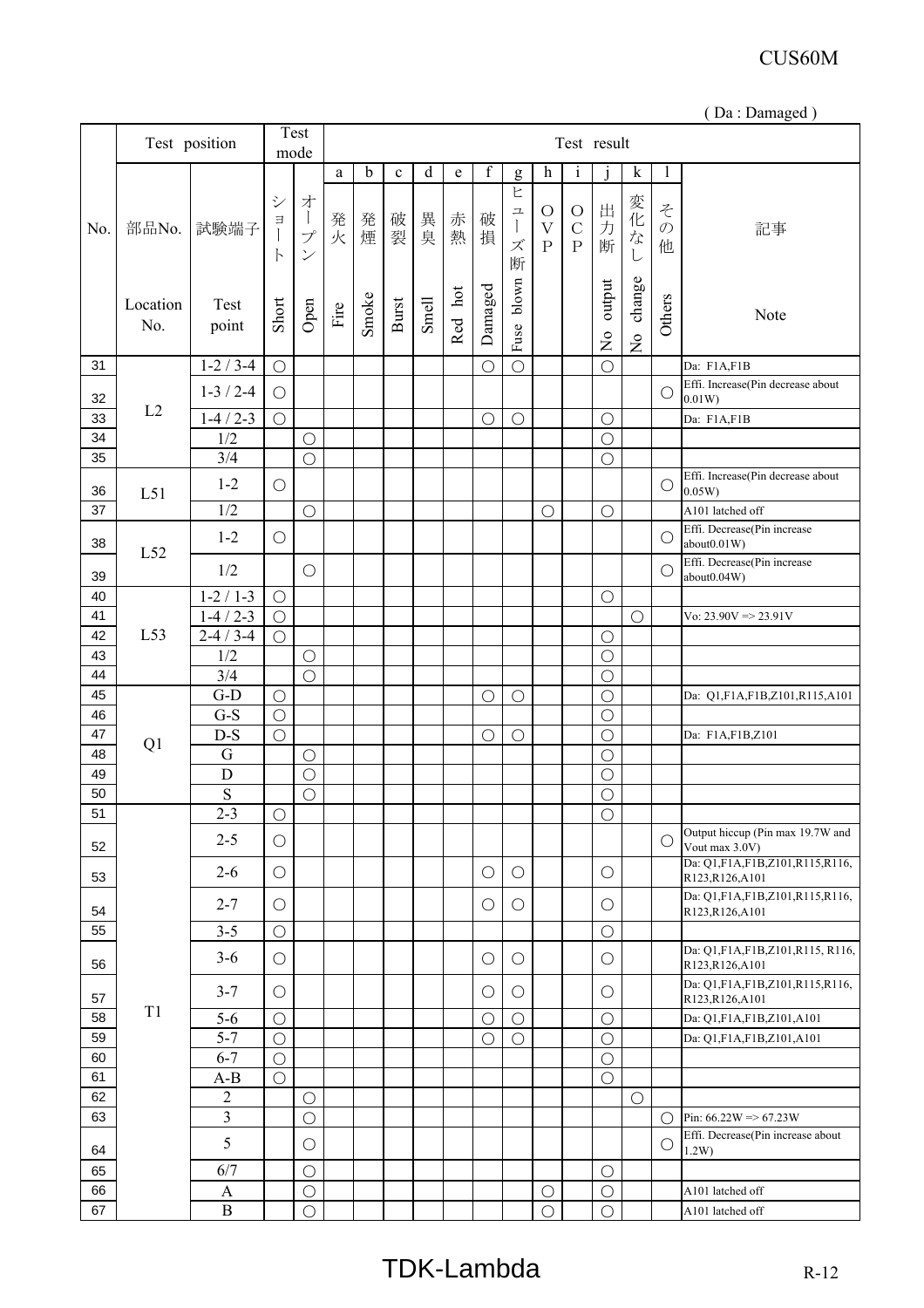( Da : Damaged )

| No. | Test position | | Test mode | | Test result | | | | | | | | | | | | |
|---|---|---|---|---|---|---|---|---|---|---|---|---|---|---|---|---|---|
| | | | | | a | b | c | d | e | f | g | h | i | j | k | l | |
| | 部品No. | 試験端子 | ショート | オープン | 発火 | 発煙 | 破裂 | 異臭 | 赤熱 | 破損 | ヒューズ断 | OVP | OCP | 出力断 | 変化なし | その他 | 記事 |
| | Location No. | Test point | Short | Open | Fire | Smoke | Burst | Smell | Red hot | Damaged | Fuse blown | | | No output | No change | Others | Note |
| 31 | L2 | 1-2 / 3-4 | ○ | | | | | | | ○ | ○ | | | ○ | | | Da: F1A,F1B |
| 32 | | 1-3 / 2-4 | ○ | | | | | | | | | | | | | ○ | Effi. Increase(Pin decrease about 0.01W) |
| 33 | | 1-4 / 2-3 | ○ | | | | | | | ○ | ○ | | | ○ | | | Da: F1A,F1B |
| 34 | | 1/2 | | ○ | | | | | | | | | | ○ | | | |
| 35 | | 3/4 | | ○ | | | | | | | | | | ○ | | | |
| 36 | L51 | 1-2 | ○ | | | | | | | | | | | | | ○ | Effi. Increase(Pin decrease about 0.05W) |
| 37 | | 1/2 | | ○ | | | | | | | | ○ | | ○ | | | A101 latched off |
| 38 | L52 | 1-2 | ○ | | | | | | | | | | | | | ○ | Effi. Decrease(Pin increase about0.01W) |
| 39 | | 1/2 | | ○ | | | | | | | | | | | | ○ | Effi. Decrease(Pin increase about0.04W) |
| 40 | L53 | 1-2 / 1-3 | ○ | | | | | | | | | | | ○ | | | |
| 41 | | 1-4 / 2-3 | ○ | | | | | | | | | | | | ○ | | Vo: 23.90V => 23.91V |
| 42 | | 2-4 / 3-4 | ○ | | | | | | | | | | | ○ | | | |
| 43 | | 1/2 | | ○ | | | | | | | | | | ○ | | | |
| 44 | | 3/4 | | ○ | | | | | | | | | | ○ | | | |
| 45 | Q1 | G-D | ○ | | | | | | | ○ | ○ | | | ○ | | | Da: Q1,F1A,F1B,Z101,R115,A101 |
| 46 | | G-S | ○ | | | | | | | | | | | ○ | | | |
| 47 | | D-S | ○ | | | | | | | ○ | ○ | | | ○ | | | Da: F1A,F1B,Z101 |
| 48 | | G | | ○ | | | | | | | | | | ○ | | | |
| 49 | | D | | ○ | | | | | | | | | | ○ | | | |
| 50 | | S | | ○ | | | | | | | | | | ○ | | | |
| 51 | T1 | 2-3 | ○ | | | | | | | | | | | ○ | | | |
| 52 | | 2-5 | ○ | | | | | | | | | | | | | ○ | Output hiccup (Pin max 19.7W and Vout max 3.0V) |
| 53 | | 2-6 | ○ | | | | | | | ○ | ○ | | | ○ | | | Da: Q1,F1A,F1B,Z101,R115,R116, R123,R126,A101 |
| 54 | | 2-7 | ○ | | | | | | | ○ | ○ | | | ○ | | | Da: Q1,F1A,F1B,Z101,R115,R116, R123,R126,A101 |
| 55 | | 3-5 | ○ | | | | | | | | | | | ○ | | | |
| 56 | | 3-6 | ○ | | | | | | | ○ | ○ | | | ○ | | | Da: Q1,F1A,F1B,Z101,R115, R116, R123,R126,A101 |
| 57 | | 3-7 | ○ | | | | | | | ○ | ○ | | | ○ | | | Da: Q1,F1A,F1B,Z101,R115,R116, R123,R126,A101 |
| 58 | | 5-6 | ○ | | | | | | | ○ | ○ | | | ○ | | | Da: Q1,F1A,F1B,Z101,A101 |
| 59 | | 5-7 | ○ | | | | | | | ○ | ○ | | | ○ | | | Da: Q1,F1A,F1B,Z101,A101 |
| 60 | | 6-7 | ○ | | | | | | | | | | | ○ | | | |
| 61 | | A-B | ○ | | | | | | | | | | | ○ | | | |
| 62 | | 2 | | ○ | | | | | | | | | | | ○ | | |
| 63 | | 3 | | ○ | | | | | | | | | | | | ○ | Pin: 66.22W => 67.23W |
| 64 | | 5 | | ○ | | | | | | | | | | | | ○ | Effi. Decrease(Pin increase about 1.2W) |
| 65 | | 6/7 | | ○ | | | | | | | | | | ○ | | | |
| 66 | | A | | ○ | | | | | | | | ○ | | ○ | | | A101 latched off |
| 67 | | B | | ○ | | | | | | | | ○ | | ○ | | | A101 latched off |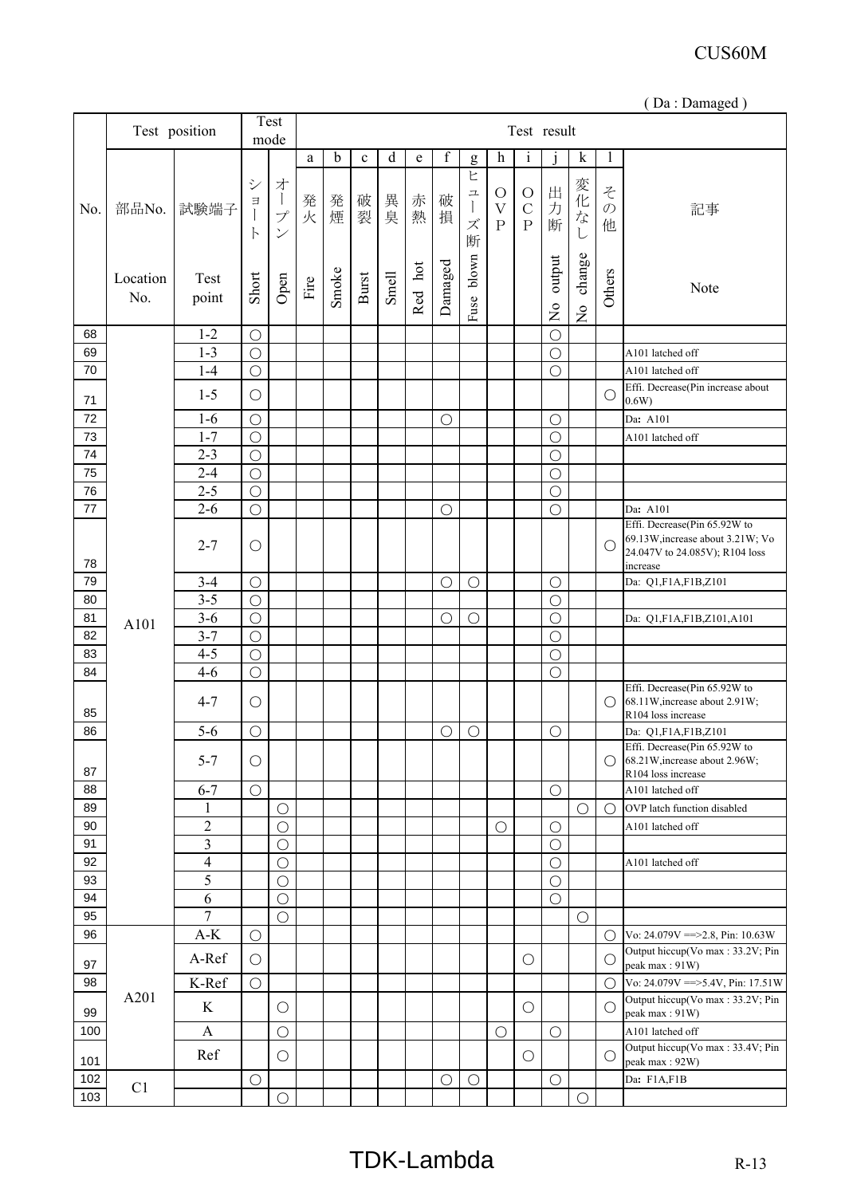( Da : Damaged )

| No. | Test position | | Test mode | | Test result | | | | | | | | | | | | |
|---|---|---|---|---|---|---|---|---|---|---|---|---|---|---|---|---|---|
| | | | | | a | b | c | d | e | f | g | h | i | j | k | l | |
| | 部品No. | 試験端子 | ショート | オープン | 発火 | 発煙 | 破裂 | 異臭 | 赤熱 | 破損 | ヒューズ断 | OVP | OCP | 出力断 | 変化なし | その他 | 記事 |
| | Location No. | Test point | Short | Open | Fire | Smoke | Burst | Smell | Red hot | Damaged | Fuse blown | | | No output | No change | Others | Note |
| 68 | A101 | 1-2 | ○ | | | | | | | | | | | ○ | | | |
| 69 | | 1-3 | ○ | | | | | | | | | | | ○ | | | A101 latched off |
| 70 | | 1-4 | ○ | | | | | | | | | | | ○ | | | A101 latched off |
| 71 | | 1-5 | ○ | | | | | | | | | | | | | ○ | Effi. Decrease(Pin increase about 0.6W) |
| 72 | | 1-6 | ○ | | | | | | | ○ | | | | ○ | | | Da: A101 |
| 73 | | 1-7 | ○ | | | | | | | | | | | ○ | | | A101 latched off |
| 74 | | 2-3 | ○ | | | | | | | | | | | ○ | | | |
| 75 | | 2-4 | ○ | | | | | | | | | | | ○ | | | |
| 76 | | 2-5 | ○ | | | | | | | | | | | ○ | | | |
| 77 | | 2-6 | ○ | | | | | | | ○ | | | | ○ | | | Da: A101 |
| 78 | | 2-7 | ○ | | | | | | | | | | | | | ○ | Effi. Decrease(Pin 65.92W to 69.13W,increase about 3.21W; Vo 24.047V to 24.085V); R104 loss increase |
| 79 | | 3-4 | ○ | | | | | | | ○ | ○ | | | ○ | | | Da: Q1,F1A,F1B,Z101 |
| 80 | | 3-5 | ○ | | | | | | | | | | | ○ | | | |
| 81 | | 3-6 | ○ | | | | | | | ○ | ○ | | | ○ | | | Da: Q1,F1A,F1B,Z101,A101 |
| 82 | | 3-7 | ○ | | | | | | | | | | | ○ | | | |
| 83 | | 4-5 | ○ | | | | | | | | | | | ○ | | | |
| 84 | | 4-6 | ○ | | | | | | | | | | | ○ | | | |
| 85 | | 4-7 | ○ | | | | | | | | | | | | | ○ | Effi. Decrease(Pin 65.92W to 68.11W,increase about 2.91W; R104 loss increase |
| 86 | | 5-6 | ○ | | | | | | | ○ | ○ | | | ○ | | | Da: Q1,F1A,F1B,Z101 |
| 87 | | 5-7 | ○ | | | | | | | | | | | | | ○ | Effi. Decrease(Pin 65.92W to 68.21W,increase about 2.96W; R104 loss increase |
| 88 | | 6-7 | ○ | | | | | | | | | | | ○ | | | A101 latched off |
| 89 | | 1 | | ○ | | | | | | | | | | | ○ | ○ | OVP latch function disabled |
| 90 | | 2 | | ○ | | | | | | | | ○ | | ○ | | | A101 latched off |
| 91 | | 3 | | ○ | | | | | | | | | | ○ | | | |
| 92 | | 4 | | ○ | | | | | | | | | | ○ | | | A101 latched off |
| 93 | | 5 | | ○ | | | | | | | | | | ○ | | | |
| 94 | | 6 | | ○ | | | | | | | | | | ○ | | | |
| 95 | | 7 | | ○ | | | | | | | | | | | ○ | | |
| 96 | A201 | A-K | ○ | | | | | | | | | | | | | ○ | Vo: 24.079V ==>2.8, Pin: 10.63W |
| 97 | | A-Ref | ○ | | | | | | | | | | ○ | | | ○ | Output hiccup(Vo max : 33.2V; Pin peak max : 91W) |
| 98 | | K-Ref | ○ | | | | | | | | | | | | | ○ | Vo: 24.079V ==>5.4V, Pin: 17.51W |
| 99 | | K | | ○ | | | | | | | | | ○ | | | ○ | Output hiccup(Vo max : 33.2V; Pin peak max : 91W) |
| 100 | | A | | ○ | | | | | | | | ○ | | ○ | | | A101 latched off |
| 101 | | Ref | | ○ | | | | | | | | | ○ | | | ○ | Output hiccup(Vo max : 33.4V; Pin peak max : 92W) |
| 102 | C1 | | ○ | | | | | | | ○ | ○ | | | ○ | | | Da: F1A,F1B |
| 103 | | | | ○ | | | | | | | | | | | ○ | | |

TDK-Lambda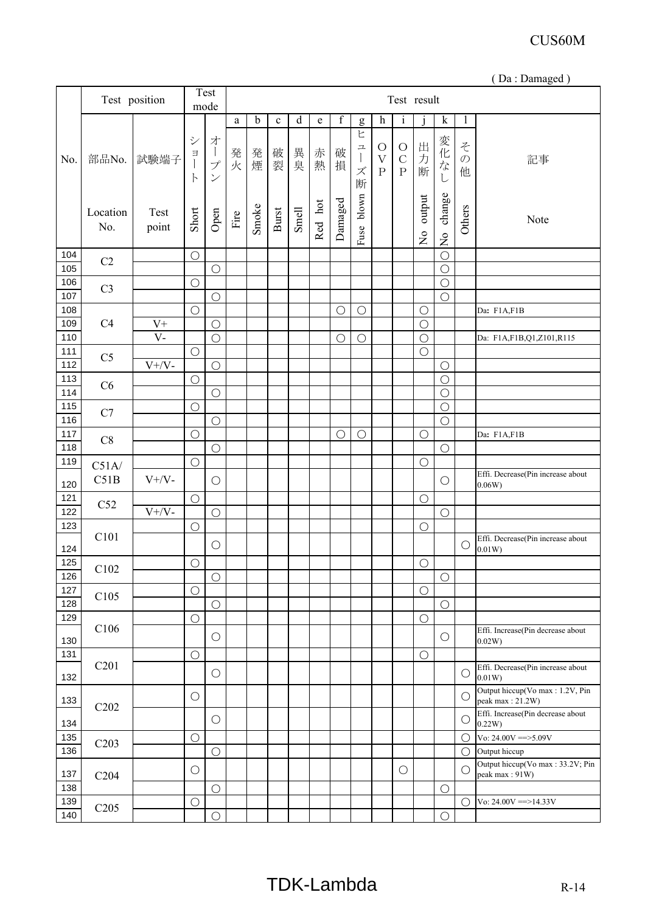( Da : Damaged )

| No. | Test position | | Test mode | | Test result | | | | | | | | | | | | |
|---|---|---|---|---|---|---|---|---|---|---|---|---|---|---|---|---|---|
| | | | | | a | b | c | d | e | f | g | h | i | j | k | l | |
| | 部品No. Location No. | 試験端子 Test point | ショート Short | オープン Open | 発火 Fire | 発煙 Smoke | 破裂 Burst | 異臭 Smell | 赤熱 Red hot | 破損 Damaged | ヒューズ断 Fuse blown | OVP | OCP | 出力断 No output | 変化なし No change | その他 Others | 記事 Note |
| 104 | C2 | | ○ | | | | | | | | | | | | ○ | | |
| 105 | | | | ○ | | | | | | | | | | | ○ | | |
| 106 | C3 | | ○ | | | | | | | | | | | | ○ | | |
| 107 | | | | ○ | | | | | | | | | | | ○ | | |
| 108 | C4 | | ○ | | | | | | | ○ | ○ | | | ○ | | | Da: F1A,F1B |
| 109 | | V+ | | ○ | | | | | | | | | | ○ | | | |
| 110 | | V- | | ○ | | | | | | ○ | ○ | | | ○ | | | Da: F1A,F1B,Q1,Z101,R115 |
| 111 | C5 | | ○ | | | | | | | | | | | ○ | | | |
| 112 | | V+/V- | | ○ | | | | | | | | | | | ○ | | |
| 113 | C6 | | ○ | | | | | | | | | | | | ○ | | |
| 114 | | | | ○ | | | | | | | | | | | ○ | | |
| 115 | C7 | | ○ | | | | | | | | | | | | ○ | | |
| 116 | | | | ○ | | | | | | | | | | | ○ | | |
| 117 | C8 | | ○ | | | | | | | ○ | ○ | | | ○ | | | Da: F1A,F1B |
| 118 | | | | ○ | | | | | | | | | | | ○ | | |
| 119 | C51A/ C51B | | ○ | | | | | | | | | | | ○ | | | |
| 120 | | V+/V- | | ○ | | | | | | | | | | | ○ | | Effi. Decrease(Pin increase about 0.06W) |
| 121 | C52 | | ○ | | | | | | | | | | | ○ | | | |
| 122 | | V+/V- | | ○ | | | | | | | | | | | ○ | | |
| 123 | C101 | | ○ | | | | | | | | | | | ○ | | | |
| 124 | | | | ○ | | | | | | | | | | | | ○ | Effi. Decrease(Pin increase about 0.01W) |
| 125 | C102 | | ○ | | | | | | | | | | | ○ | | | |
| 126 | | | | ○ | | | | | | | | | | | ○ | | |
| 127 | C105 | | ○ | | | | | | | | | | | ○ | | | |
| 128 | | | | ○ | | | | | | | | | | | ○ | | |
| 129 | C106 | | ○ | | | | | | | | | | | ○ | | | |
| 130 | | | | ○ | | | | | | | | | | | ○ | | Effi. Increase(Pin decrease about 0.02W) |
| 131 | C201 | | ○ | | | | | | | | | | | ○ | | | |
| 132 | | | | ○ | | | | | | | | | | | | ○ | Effi. Decrease(Pin increase about 0.01W) |
| 133 | C202 | | ○ | | | | | | | | | | | | | ○ | Output hiccup(Vo max : 1.2V, Pin peak max : 21.2W) |
| 134 | | | | ○ | | | | | | | | | | | | ○ | Effi. Increase(Pin decrease about 0.22W) |
| 135 | C203 | | ○ | | | | | | | | | | | | | ○ | Vo: 24.00V ==>5.09V |
| 136 | | | | ○ | | | | | | | | | | | | ○ | Output hiccup |
| 137 | C204 | | ○ | | | | | | | | | | ○ | | | ○ | Output hiccup(Vo max : 33.2V; Pin peak max : 91W) |
| 138 | | | | ○ | | | | | | | | | | | ○ | | |
| 139 | C205 | | ○ | | | | | | | | | | | | | ○ | Vo: 24.00V ==>14.33V |
| 140 | | | | ○ | | | | | | | | | | | ○ | | |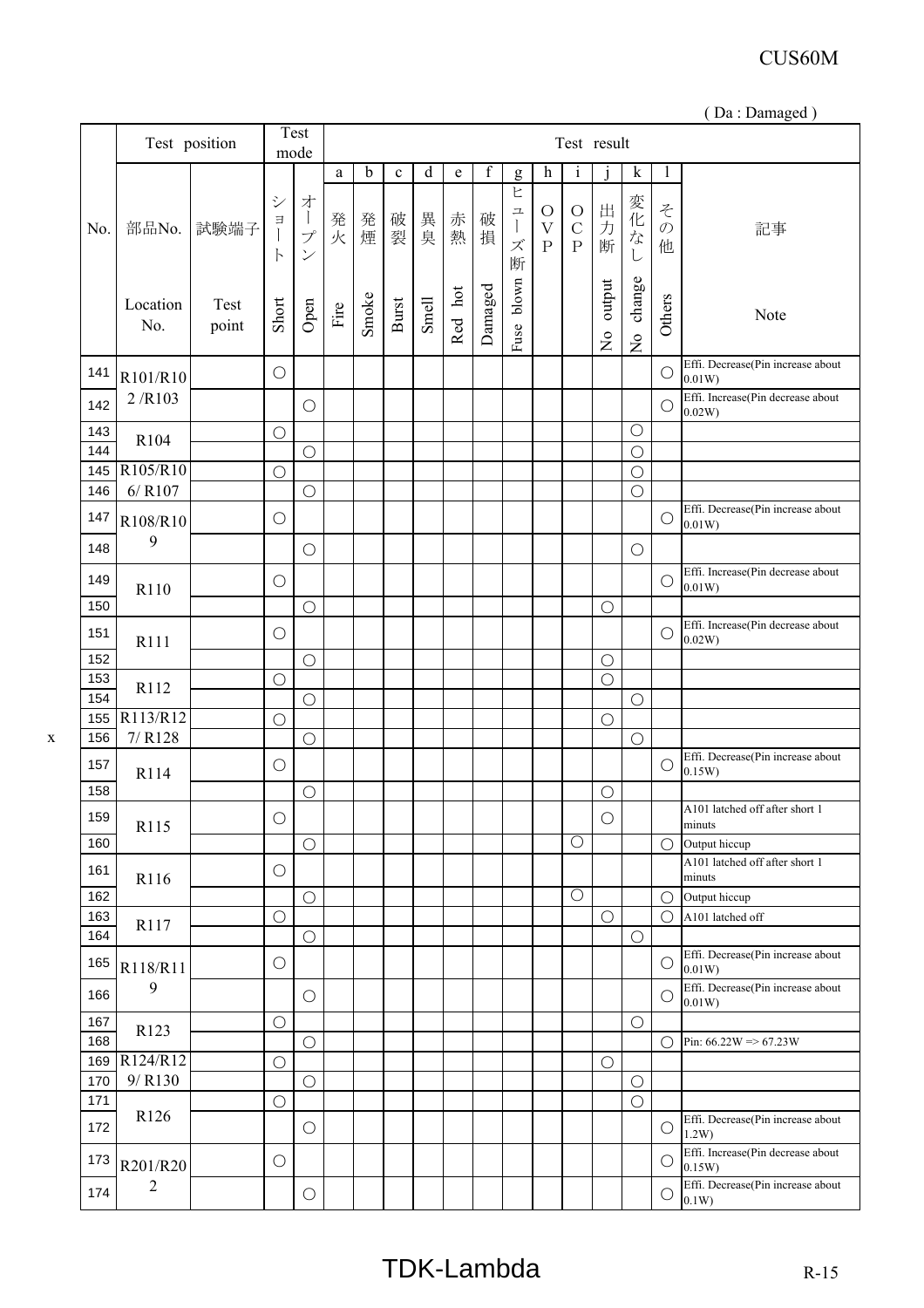( Da : Damaged )

| No. | Test position | | Test mode | | Test result | | | | | | | | | | | | |
|---|---|---|---|---|---|---|---|---|---|---|---|---|---|---|---|---|---|
| | | | | | a | b | c | d | e | f | g | h | i | j | k | l | |
| | 部品No. | 試験端子 | ショート | オープン | 発火 | 発煙 | 破裂 | 異臭 | 赤熱 | 破損 | ヒューズ断 | OVP | OCP | 出力断 | 変化なし | その他 | 記事 |
| | Location No. | Test point | Short | Open | Fire | Smoke | Burst | Smell | Red hot | Damaged | Fuse blown | | | No output | No change | Others | Note |
| 141 | R101/R102/R103 | | ○ | | | | | | | | | | | | | ○ | Effi. Decrease(Pin increase about 0.01W) |
| 142 | | | | ○ | | | | | | | | | | | | ○ | Effi. Increase(Pin decrease about 0.02W) |
| 143 | R104 | | ○ | | | | | | | | | | | | ○ | | |
| 144 | | | | ○ | | | | | | | | | | | ○ | | |
| 145 | R105/R106/ R107 | | ○ | | | | | | | | | | | | ○ | | |
| 146 | | | | ○ | | | | | | | | | | | ○ | | |
| 147 | R108/R109 | | ○ | | | | | | | | | | | | | ○ | Effi. Decrease(Pin increase about 0.01W) |
| 148 | | | | ○ | | | | | | | | | | | ○ | | |
| 149 | R110 | | ○ | | | | | | | | | | | | | ○ | Effi. Increase(Pin decrease about 0.01W) |
| 150 | | | | ○ | | | | | | | | | | ○ | | | |
| 151 | R111 | | ○ | | | | | | | | | | | | | ○ | Effi. Increase(Pin decrease about 0.02W) |
| 152 | | | | ○ | | | | | | | | | | ○ | | | |
| 153 | R112 | | ○ | | | | | | | | | | | ○ | | | |
| 154 | | | | ○ | | | | | | | | | | | ○ | | |
| 155 | R113/R127/ R128 | | ○ | | | | | | | | | | | ○ | | | |
| 156 | | | | ○ | | | | | | | | | | | ○ | | |
| 157 | R114 | | ○ | | | | | | | | | | | | | ○ | Effi. Decrease(Pin increase about 0.15W) |
| 158 | | | | ○ | | | | | | | | | | ○ | | | |
| 159 | R115 | | ○ | | | | | | | | | | | ○ | | | A101 latched off after short 1 minuts |
| 160 | | | | ○ | | | | | | | | | ○ | | | ○ | Output hiccup |
| 161 | R116 | | ○ | | | | | | | | | | | | | | A101 latched off after short 1 minuts |
| 162 | | | | ○ | | | | | | | | | ○ | | | ○ | Output hiccup |
| 163 | R117 | | ○ | | | | | | | | | | | ○ | | ○ | A101 latched off |
| 164 | | | | ○ | | | | | | | | | | | ○ | | |
| 165 | R118/R119 | | ○ | | | | | | | | | | | | | ○ | Effi. Decrease(Pin increase about 0.01W) |
| 166 | | | | ○ | | | | | | | | | | | | ○ | Effi. Decrease(Pin increase about 0.01W) |
| 167 | R123 | | ○ | | | | | | | | | | | | ○ | | |
| 168 | | | | ○ | | | | | | | | | | | | ○ | Pin: 66.22W => 67.23W |
| 169 | R124/R129/ R130 | | ○ | | | | | | | | | | | ○ | | | |
| 170 | | | | ○ | | | | | | | | | | | ○ | | |
| 171 | R126 | | ○ | | | | | | | | | | | | ○ | | |
| 172 | | | | ○ | | | | | | | | | | | | ○ | Effi. Decrease(Pin increase about 1.2W) |
| 173 | R201/R202 | | ○ | | | | | | | | | | | | | ○ | Effi. Increase(Pin decrease about 0.15W) |
| 174 | | | | ○ | | | | | | | | | | | | ○ | Effi. Decrease(Pin increase about 0.1W) |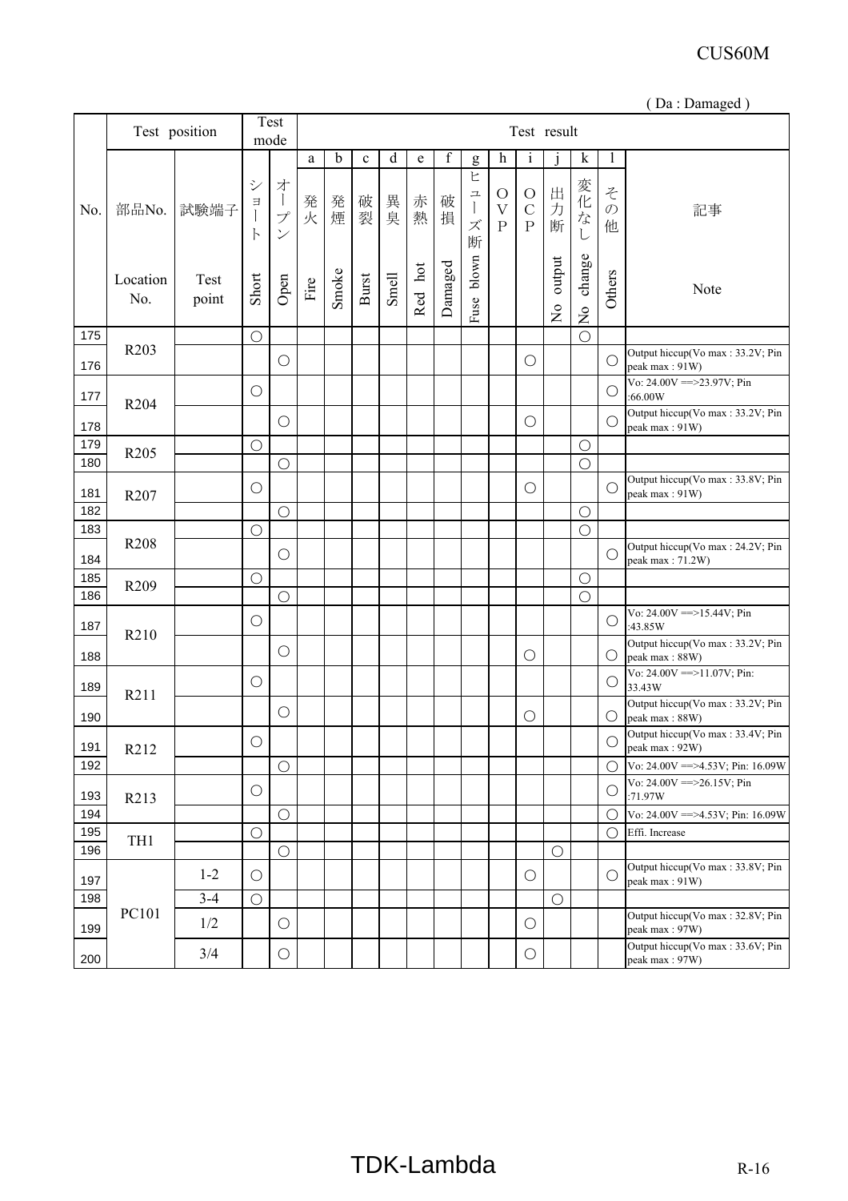( Da : Damaged )

| No. | Test position | | Test mode | | Test result | | | | | | | | | | | | |
|---|---|---|---|---|---|---|---|---|---|---|---|---|---|---|---|---|---|
| | | | | | a | b | c | d | e | f | g | h | i | j | k | l | |
| | 部品No. | 試験端子 | ショート | オープン | 発火 | 発煙 | 破裂 | 異臭 | 赤熱 | 破損 | ヒューズ断 | OVP | OCP | 出力断 | 変化なし | その他 | 記事 |
| | Location No. | Test point | Short | Open | Fire | Smoke | Burst | Smell | Red hot | Damaged | Fuse blown | | | No output | No change | Others | Note |
| 175 | R203 | | ○ | | | | | | | | | | | | ○ | | |
| 176 | | | | ○ | | | | | | | | | ○ | | | ○ | Output hiccup(Vo max : 33.2V; Pin peak max : 91W) |
| 177 | R204 | | ○ | | | | | | | | | | | | | ○ | Vo: 24.00V ==>23.97V; Pin :66.00W |
| 178 | | | | ○ | | | | | | | | | ○ | | | ○ | Output hiccup(Vo max : 33.2V; Pin peak max : 91W) |
| 179 | R205 | | ○ | | | | | | | | | | | | ○ | | |
| 180 | | | | ○ | | | | | | | | | | | ○ | | |
| 181 | R207 | | ○ | | | | | | | | | | ○ | | | ○ | Output hiccup(Vo max : 33.8V; Pin peak max : 91W) |
| 182 | | | | ○ | | | | | | | | | | | ○ | | |
| 183 | R208 | | ○ | | | | | | | | | | | | ○ | | |
| 184 | | | | ○ | | | | | | | | | | | | ○ | Output hiccup(Vo max : 24.2V; Pin peak max : 71.2W) |
| 185 | R209 | | ○ | | | | | | | | | | | | ○ | | |
| 186 | | | | ○ | | | | | | | | | | | ○ | | |
| 187 | R210 | | ○ | | | | | | | | | | | | | ○ | Vo: 24.00V ==>15.44V; Pin :43.85W |
| 188 | | | | ○ | | | | | | | | | ○ | | | ○ | Output hiccup(Vo max : 33.2V; Pin peak max : 88W) |
| 189 | R211 | | ○ | | | | | | | | | | | | | ○ | Vo: 24.00V ==>11.07V; Pin: 33.43W |
| 190 | | | | ○ | | | | | | | | | ○ | | | ○ | Output hiccup(Vo max : 33.2V; Pin peak max : 88W) |
| 191 | R212 | | ○ | | | | | | | | | | | | | ○ | Output hiccup(Vo max : 33.4V; Pin peak max : 92W) |
| 192 | | | | ○ | | | | | | | | | | | | ○ | Vo: 24.00V ==>4.53V; Pin: 16.09W |
| 193 | R213 | | ○ | | | | | | | | | | | | | ○ | Vo: 24.00V ==>26.15V; Pin :71.97W |
| 194 | | | | ○ | | | | | | | | | | | | ○ | Vo: 24.00V ==>4.53V; Pin: 16.09W |
| 195 | TH1 | | ○ | | | | | | | | | | | | | ○ | Effi. Increase |
| 196 | | | | ○ | | | | | | | | | | ○ | | | |
| 197 | PC101 | 1-2 | ○ | | | | | | | | | | ○ | | | ○ | Output hiccup(Vo max : 33.8V; Pin peak max : 91W) |
| 198 | | 3-4 | ○ | | | | | | | | | | | ○ | | | |
| 199 | | 1/2 | | ○ | | | | | | | | | ○ | | | | Output hiccup(Vo max : 32.8V; Pin peak max : 97W) |
| 200 | | 3/4 | | ○ | | | | | | | | | ○ | | | | Output hiccup(Vo max : 33.6V; Pin peak max : 97W) |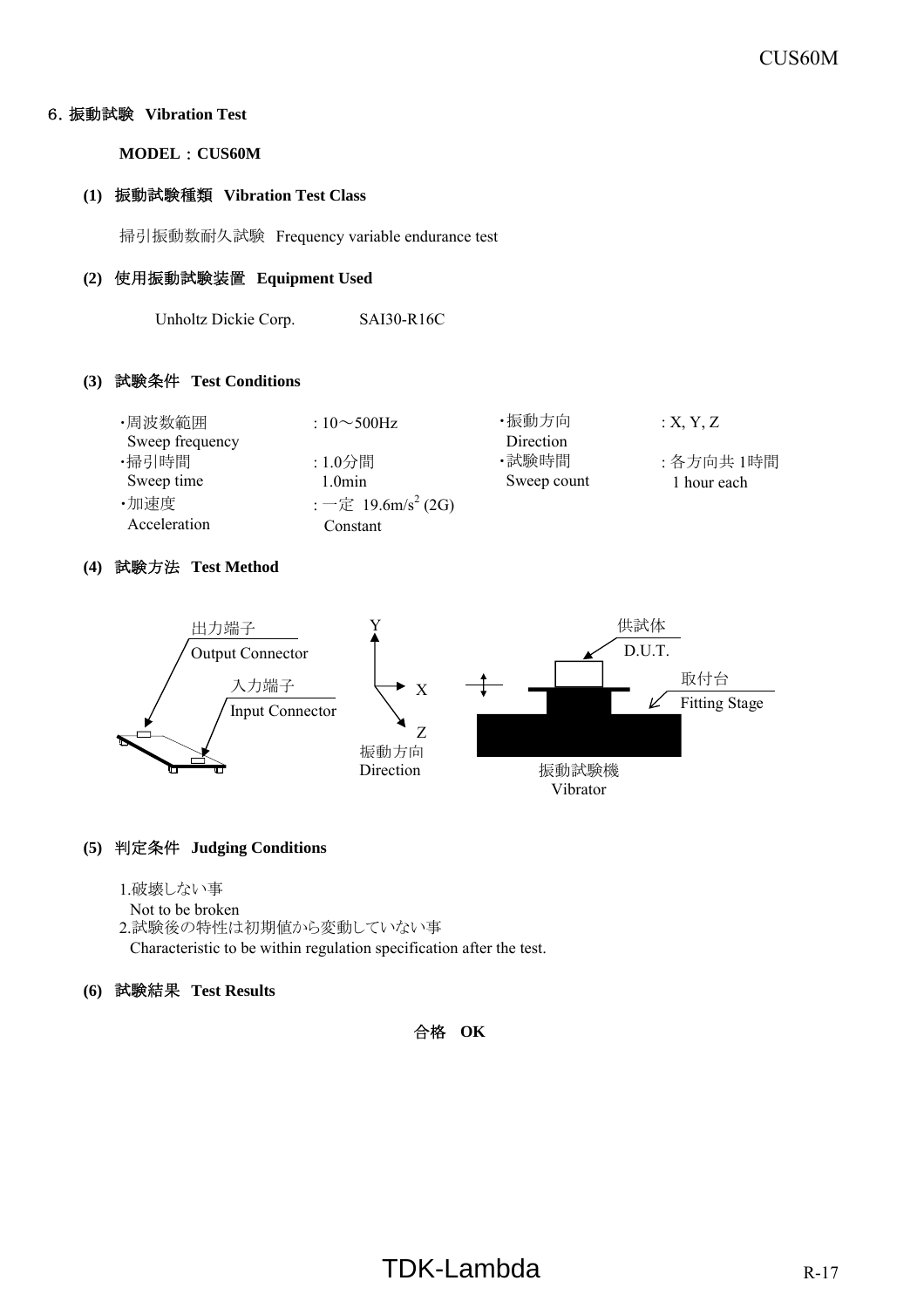## 6. 振動試験　Vibration Test

**MODEL：CUS60M**

**(1) 振動試験種類　Vibration Test Class**

掃引振動数耐久試験　Frequency variable endurance test

**(2) 使用振動試験装置　Equipment Used**

Unholtz Dickie Corp.　　SAI30-R16C

**(3) 試験条件　Test Conditions**

| | | | |
|---|---|---|---|
| ・周波数範囲 Sweep frequency | : 10～500Hz | ・振動方向 Direction | : X, Y, Z |
| ・掃引時間 Sweep time | : 1.0分間 1.0min | ・試験時間 Sweep count | : 各方向共 1時間 1 hour each |
| ・加速度 Acceleration | : 一定 19.6m/s$^2$ (2G) Constant | | |

**(4) 試験方法　Test Method**

出力端子 Output Connector　入力端子 Input Connector　Y X Z 振動方向 Direction　供試体 D.U.T.　取付台 Fitting Stage　振動試験機 Vibrator

**(5) 判定条件　Judging Conditions**

1.破壊しない事
Not to be broken
2.試験後の特性は初期値から変動していない事
Characteristic to be within regulation specification after the test.

**(6) 試験結果　Test Results**

**合格　OK**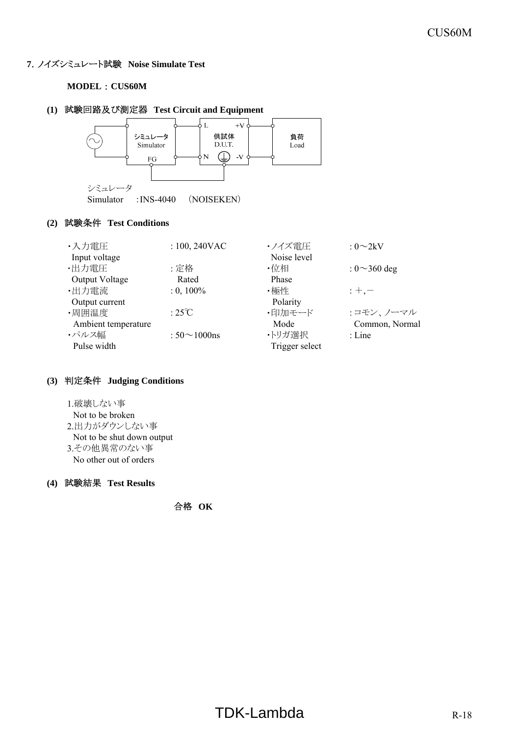## 7. ノイズシミュレート試験 Noise Simulate Test

**MODEL：CUS60M**

**(1) 試験回路及び測定器 Test Circuit and Equipment**

シミュレータ Simulator / FG ― 供試体 D.U.T. (L, N, +V, -V) ― 負荷 Load

シミュレータ
Simulator　:INS-4040　（NOISEKEN）

**(2) 試験条件 Test Conditions**

| | | | |
|---|---|---|---|
| ・入力電圧 Input voltage | : 100, 240VAC | ・ノイズ電圧 Noise level | : 0～2kV |
| ・出力電圧 Output Voltage | : 定格 Rated | ・位相 Phase | : 0～360 deg |
| ・出力電流 Output current | : 0, 100% | ・極性 Polarity | : ＋,－ |
| ・周囲温度 Ambient temperature | : 25℃ | ・印加モード Mode | : コモン、ノーマル Common, Normal |
| ・パルス幅 Pulse width | : 50～1000ns | ・トリガ選択 Trigger select | : Line |

**(3) 判定条件 Judging Conditions**

1.破壊しない事
Not to be broken
2.出力がダウンしない事
Not to be shut down output
3.その他異常のない事
No other out of orders

**(4) 試験結果 Test Results**

**合格 OK**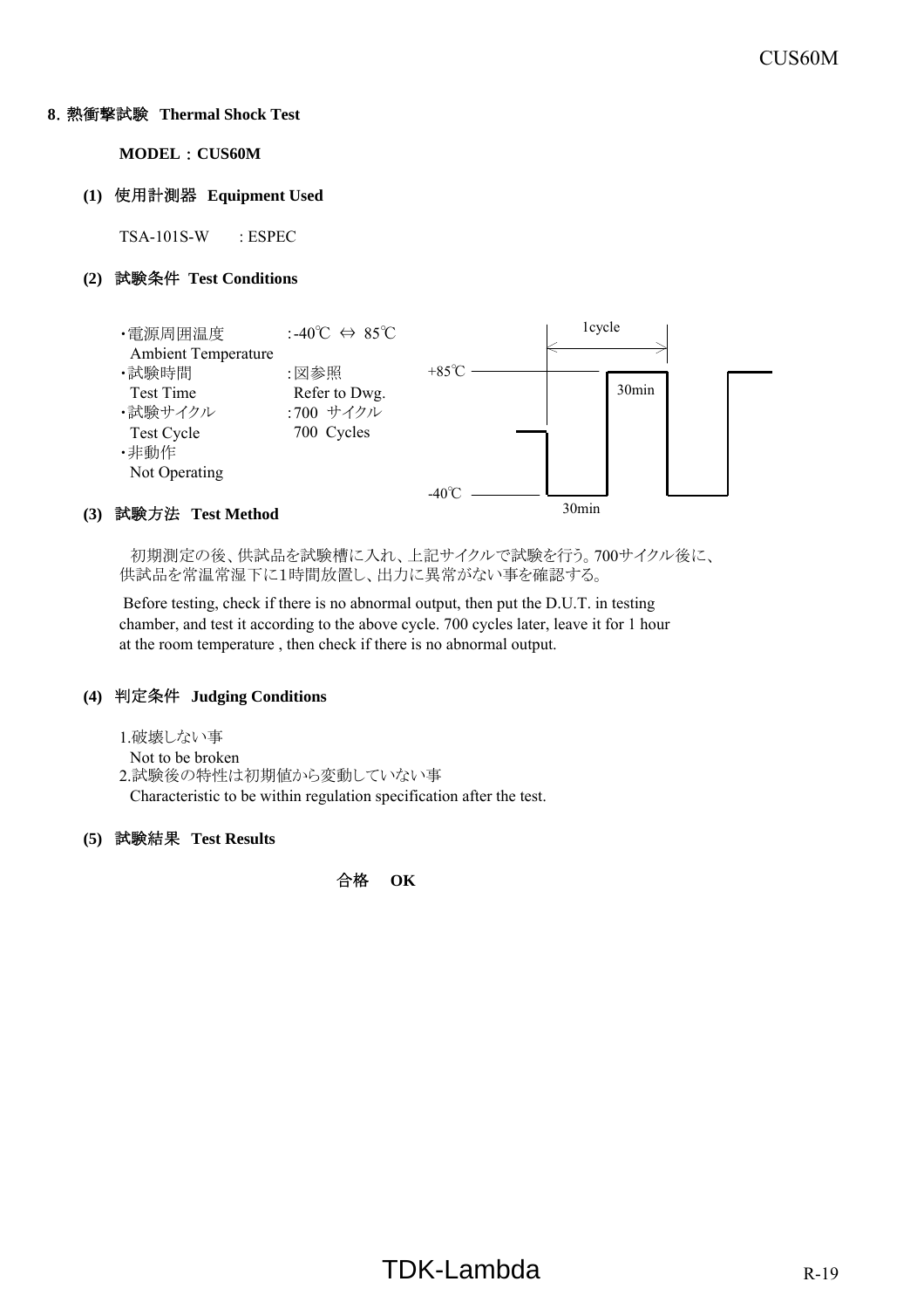## 8. 熱衝撃試験 Thermal Shock Test

**MODEL：CUS60M**

**(1) 使用計測器 Equipment Used**

TSA-101S-W : ESPEC

**(2) 試験条件 Test Conditions**

- ・電源周囲温度 Ambient Temperature : -40℃ ⇔ 85℃
- ・試験時間 Test Time : 図参照 Refer to Dwg.
- ・試験サイクル Test Cycle : 700 サイクル 700 Cycles
- ・非動作 Not Operating

1cycle
+85℃ 30min
-40℃ 30min

**(3) 試験方法 Test Method**

初期測定の後、供試品を試験槽に入れ、上記サイクルで試験を行う。700サイクル後に、供試品を常温常湿下に1時間放置し、出力に異常がない事を確認する。

Before testing, check if there is no abnormal output, then put the D.U.T. in testing chamber, and test it according to the above cycle. 700 cycles later, leave it for 1 hour at the room temperature , then check if there is no abnormal output.

**(4) 判定条件 Judging Conditions**

1.破壊しない事
Not to be broken
2.試験後の特性は初期値から変動していない事
Characteristic to be within regulation specification after the test.

**(5) 試験結果 Test Results**

合格 **OK**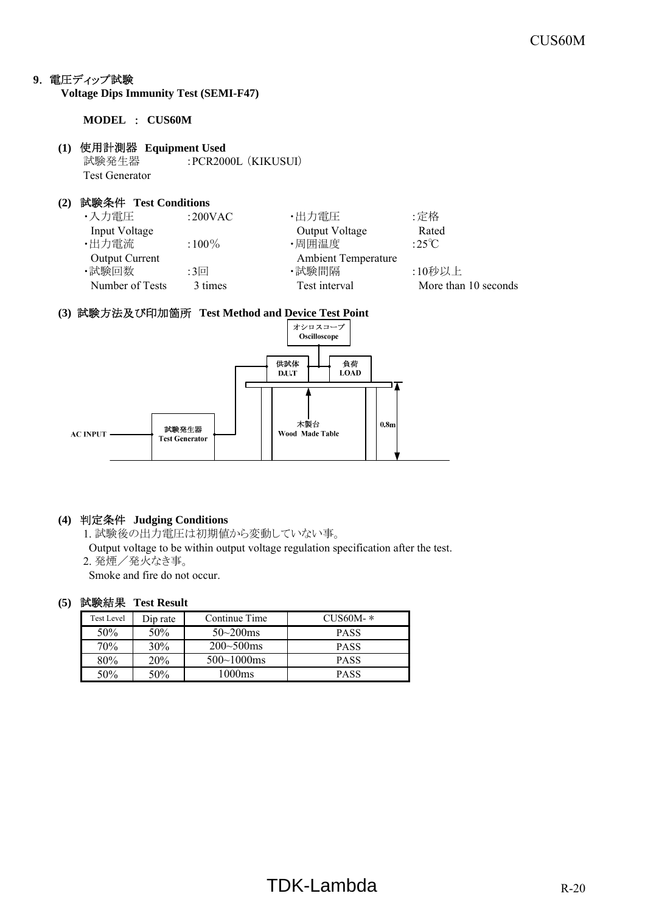## 9. 電圧ディップ試験
**Voltage Dips Immunity Test (SEMI-F47)**

**MODEL ： CUS60M**

**(1) 使用計測器 Equipment Used**

試験発生器 Test Generator ：PCR2000L（KIKUSUI）

**(2) 試験条件 Test Conditions**

| | | | |
|---|---|---|---|
| ・入力電圧 Input Voltage | ：200VAC | ・出力電圧 Output Voltage | ：定格 Rated |
| ・出力電流 Output Current | ：100％ | ・周囲温度 Ambient Temperature | ：25℃ |
| ・試験回数 Number of Tests | ：3回 3 times | ・試験間隔 Test interval | ：10秒以上 More than 10 seconds |

**(3) 試験方法及び印加箇所 Test Method and Device Test Point**

オシロスコープ Oscilloscope

供試体 D.U.T

負荷 LOAD

AC INPUT

試験発生器 Test Generator

木製台 Wood Made Table

0.8m

**(4) 判定条件 Judging Conditions**

1. 試験後の出力電圧は初期値から変動していない事。
   Output voltage to be within output voltage regulation specification after the test.
2. 発煙／発火なき事。
   Smoke and fire do not occur.

**(5) 試験結果 Test Result**

| Test Level | Dip rate | Continue Time | CUS60M- * |
|---|---|---|---|
| 50% | 50% | 50~200ms | PASS |
| 70% | 30% | 200~500ms | PASS |
| 80% | 20% | 500~1000ms | PASS |
| 50% | 50% | 1000ms | PASS |